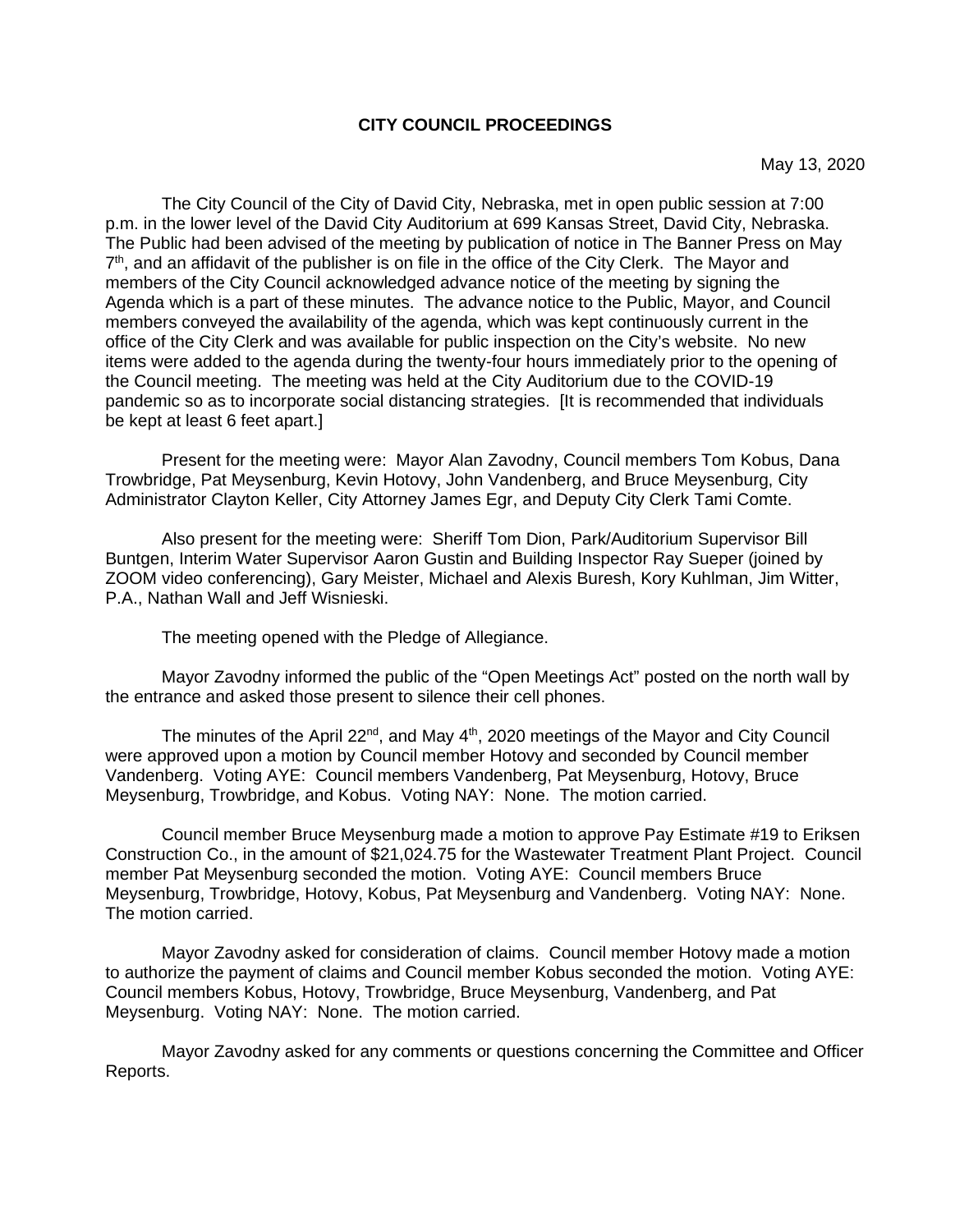# CITY COUNCIL PROCEEDINGS

May 13, 2020

The City Council of the City of David City, Nebraska, met in open public session at 7:00 p.m. in the lower level of the David City Auditorium at 699 Kansas Street, David City, Nebraska. The Public had been advised of the meeting by publication of notice in The Banner Press on May 7th, and an affidavit of the publisher is on file in the office of the City Clerk. The Mayor and members of the City Council acknowledged advance notice of the meeting by signing the Agenda which is a part of these minutes. The advance notice to the Public, Mayor, and Council members conveyed the availability of the agenda, which was kept continuously current in the office of the City Clerk and was available for public inspection on the City's website. No new items were added to the agenda during the twenty-four hours immediately prior to the opening of the Council meeting. The meeting was held at the City Auditorium due to the COVID-19 pandemic so as to incorporate social distancing strategies. [It is recommended that individuals be kept at least 6 feet apart.]

Present for the meeting were: Mayor Alan Zavodny, Council members Tom Kobus, Dana Trowbridge, Pat Meysenburg, Kevin Hotovy, John Vandenberg, and Bruce Meysenburg, City Administrator Clayton Keller, City Attorney James Egr, and Deputy City Clerk Tami Comte.

Also present for the meeting were: Sheriff Tom Dion, Park/Auditorium Supervisor Bill Buntgen, Interim Water Supervisor Aaron Gustin and Building Inspector Ray Sueper (joined by ZOOM video conferencing), Gary Meister, Michael and Alexis Buresh, Kory Kuhlman, Jim Witter, P.A., Nathan Wall and Jeff Wisnieski.

The meeting opened with the Pledge of Allegiance.

Mayor Zavodny informed the public of the "Open Meetings Act" posted on the north wall by the entrance and asked those present to silence their cell phones.

The minutes of the April 22nd, and May 4th, 2020 meetings of the Mayor and City Council were approved upon a motion by Council member Hotovy and seconded by Council member Vandenberg. Voting AYE: Council members Vandenberg, Pat Meysenburg, Hotovy, Bruce Meysenburg, Trowbridge, and Kobus. Voting NAY: None. The motion carried.

Council member Bruce Meysenburg made a motion to approve Pay Estimate #19 to Eriksen Construction Co., in the amount of $21,024.75 for the Wastewater Treatment Plant Project. Council member Pat Meysenburg seconded the motion. Voting AYE: Council members Bruce Meysenburg, Trowbridge, Hotovy, Kobus, Pat Meysenburg and Vandenberg. Voting NAY: None. The motion carried.

Mayor Zavodny asked for consideration of claims. Council member Hotovy made a motion to authorize the payment of claims and Council member Kobus seconded the motion. Voting AYE: Council members Kobus, Hotovy, Trowbridge, Bruce Meysenburg, Vandenberg, and Pat Meysenburg. Voting NAY: None. The motion carried.

Mayor Zavodny asked for any comments or questions concerning the Committee and Officer Reports.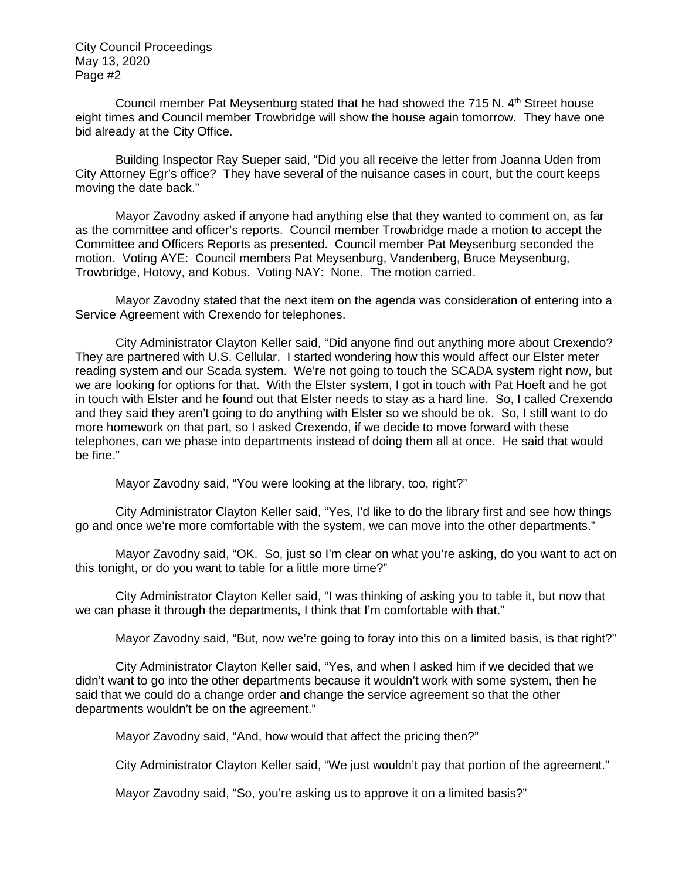Council member Pat Meysenburg stated that he had showed the 715 N. 4th Street house eight times and Council member Trowbridge will show the house again tomorrow. They have one bid already at the City Office.

Building Inspector Ray Sueper said, "Did you all receive the letter from Joanna Uden from City Attorney Egr's office? They have several of the nuisance cases in court, but the court keeps moving the date back."

Mayor Zavodny asked if anyone had anything else that they wanted to comment on, as far as the committee and officer's reports. Council member Trowbridge made a motion to accept the Committee and Officers Reports as presented. Council member Pat Meysenburg seconded the motion. Voting AYE: Council members Pat Meysenburg, Vandenberg, Bruce Meysenburg, Trowbridge, Hotovy, and Kobus. Voting NAY: None. The motion carried.

Mayor Zavodny stated that the next item on the agenda was consideration of entering into a Service Agreement with Crexendo for telephones.

City Administrator Clayton Keller said, "Did anyone find out anything more about Crexendo? They are partnered with U.S. Cellular. I started wondering how this would affect our Elster meter reading system and our Scada system. We're not going to touch the SCADA system right now, but we are looking for options for that. With the Elster system, I got in touch with Pat Hoeft and he got in touch with Elster and he found out that Elster needs to stay as a hard line. So, I called Crexendo and they said they aren't going to do anything with Elster so we should be ok. So, I still want to do more homework on that part, so I asked Crexendo, if we decide to move forward with these telephones, can we phase into departments instead of doing them all at once. He said that would be fine."

Mayor Zavodny said, "You were looking at the library, too, right?"

City Administrator Clayton Keller said, "Yes, I'd like to do the library first and see how things go and once we're more comfortable with the system, we can move into the other departments."

Mayor Zavodny said, "OK. So, just so I'm clear on what you're asking, do you want to act on this tonight, or do you want to table for a little more time?"

City Administrator Clayton Keller said, "I was thinking of asking you to table it, but now that we can phase it through the departments, I think that I'm comfortable with that."

Mayor Zavodny said, "But, now we're going to foray into this on a limited basis, is that right?"

City Administrator Clayton Keller said, "Yes, and when I asked him if we decided that we didn't want to go into the other departments because it wouldn't work with some system, then he said that we could do a change order and change the service agreement so that the other departments wouldn't be on the agreement."

Mayor Zavodny said, "And, how would that affect the pricing then?"

City Administrator Clayton Keller said, "We just wouldn't pay that portion of the agreement."

Mayor Zavodny said, "So, you're asking us to approve it on a limited basis?"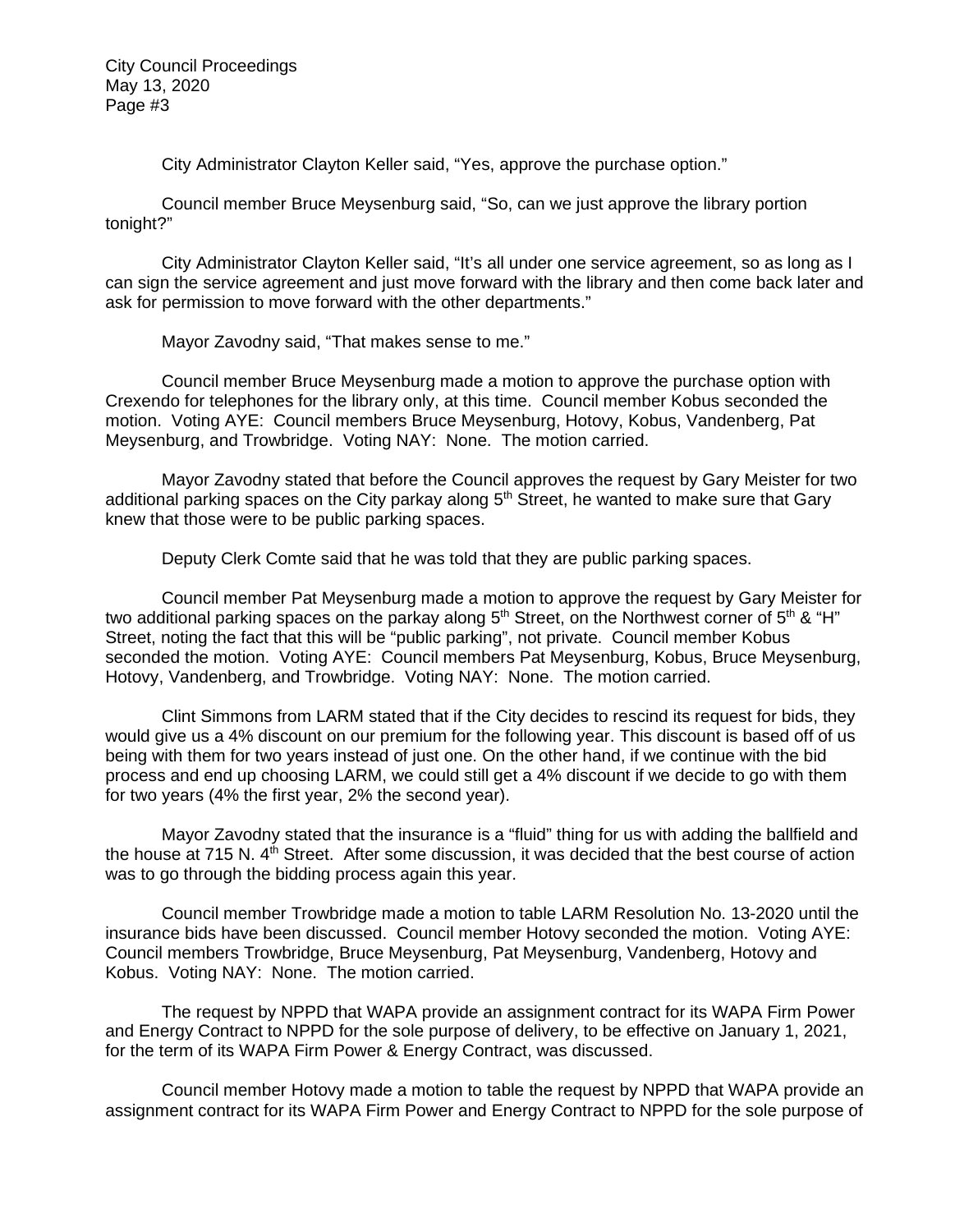City Administrator Clayton Keller said, "Yes, approve the purchase option."

Council member Bruce Meysenburg said, "So, can we just approve the library portion tonight?"

City Administrator Clayton Keller said, "It's all under one service agreement, so as long as I can sign the service agreement and just move forward with the library and then come back later and ask for permission to move forward with the other departments."

Mayor Zavodny said, "That makes sense to me."

Council member Bruce Meysenburg made a motion to approve the purchase option with Crexendo for telephones for the library only, at this time. Council member Kobus seconded the motion. Voting AYE: Council members Bruce Meysenburg, Hotovy, Kobus, Vandenberg, Pat Meysenburg, and Trowbridge. Voting NAY: None. The motion carried.

Mayor Zavodny stated that before the Council approves the request by Gary Meister for two additional parking spaces on the City parkay along 5th Street, he wanted to make sure that Gary knew that those were to be public parking spaces.

Deputy Clerk Comte said that he was told that they are public parking spaces.

Council member Pat Meysenburg made a motion to approve the request by Gary Meister for two additional parking spaces on the parkay along 5th Street, on the Northwest corner of 5th & "H" Street, noting the fact that this will be "public parking", not private. Council member Kobus seconded the motion. Voting AYE: Council members Pat Meysenburg, Kobus, Bruce Meysenburg, Hotovy, Vandenberg, and Trowbridge. Voting NAY: None. The motion carried.

Clint Simmons from LARM stated that if the City decides to rescind its request for bids, they would give us a 4% discount on our premium for the following year. This discount is based off of us being with them for two years instead of just one. On the other hand, if we continue with the bid process and end up choosing LARM, we could still get a 4% discount if we decide to go with them for two years (4% the first year, 2% the second year).

Mayor Zavodny stated that the insurance is a "fluid" thing for us with adding the ballfield and the house at 715 N. 4th Street. After some discussion, it was decided that the best course of action was to go through the bidding process again this year.

Council member Trowbridge made a motion to table LARM Resolution No. 13-2020 until the insurance bids have been discussed. Council member Hotovy seconded the motion. Voting AYE: Council members Trowbridge, Bruce Meysenburg, Pat Meysenburg, Vandenberg, Hotovy and Kobus. Voting NAY: None. The motion carried.

The request by NPPD that WAPA provide an assignment contract for its WAPA Firm Power and Energy Contract to NPPD for the sole purpose of delivery, to be effective on January 1, 2021, for the term of its WAPA Firm Power & Energy Contract, was discussed.

Council member Hotovy made a motion to table the request by NPPD that WAPA provide an assignment contract for its WAPA Firm Power and Energy Contract to NPPD for the sole purpose of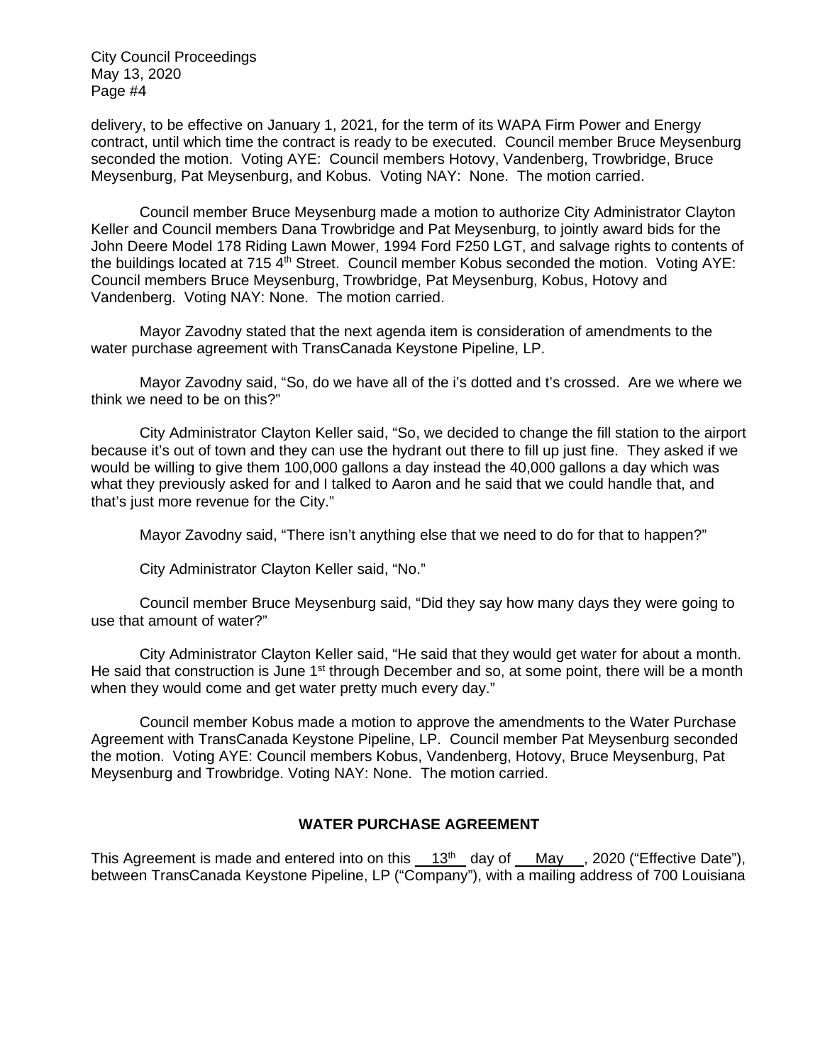delivery, to be effective on January 1, 2021, for the term of its WAPA Firm Power and Energy contract, until which time the contract is ready to be executed. Council member Bruce Meysenburg seconded the motion. Voting AYE: Council members Hotovy, Vandenberg, Trowbridge, Bruce Meysenburg, Pat Meysenburg, and Kobus. Voting NAY: None. The motion carried.

Council member Bruce Meysenburg made a motion to authorize City Administrator Clayton Keller and Council members Dana Trowbridge and Pat Meysenburg, to jointly award bids for the John Deere Model 178 Riding Lawn Mower, 1994 Ford F250 LGT, and salvage rights to contents of the buildings located at 715 4th Street. Council member Kobus seconded the motion. Voting AYE: Council members Bruce Meysenburg, Trowbridge, Pat Meysenburg, Kobus, Hotovy and Vandenberg. Voting NAY: None. The motion carried.

Mayor Zavodny stated that the next agenda item is consideration of amendments to the water purchase agreement with TransCanada Keystone Pipeline, LP.

Mayor Zavodny said, "So, do we have all of the i's dotted and t's crossed. Are we where we think we need to be on this?"

City Administrator Clayton Keller said, "So, we decided to change the fill station to the airport because it's out of town and they can use the hydrant out there to fill up just fine. They asked if we would be willing to give them 100,000 gallons a day instead the 40,000 gallons a day which was what they previously asked for and I talked to Aaron and he said that we could handle that, and that's just more revenue for the City."

Mayor Zavodny said, "There isn't anything else that we need to do for that to happen?"

City Administrator Clayton Keller said, "No."

Council member Bruce Meysenburg said, "Did they say how many days they were going to use that amount of water?"

City Administrator Clayton Keller said, "He said that they would get water for about a month. He said that construction is June 1st through December and so, at some point, there will be a month when they would come and get water pretty much every day."

Council member Kobus made a motion to approve the amendments to the Water Purchase Agreement with TransCanada Keystone Pipeline, LP. Council member Pat Meysenburg seconded the motion. Voting AYE: Council members Kobus, Vandenberg, Hotovy, Bruce Meysenburg, Pat Meysenburg and Trowbridge. Voting NAY: None. The motion carried.

## WATER PURCHASE AGREEMENT

This Agreement is made and entered into on this 13th day of May, 2020 ("Effective Date"), between TransCanada Keystone Pipeline, LP ("Company"), with a mailing address of 700 Louisiana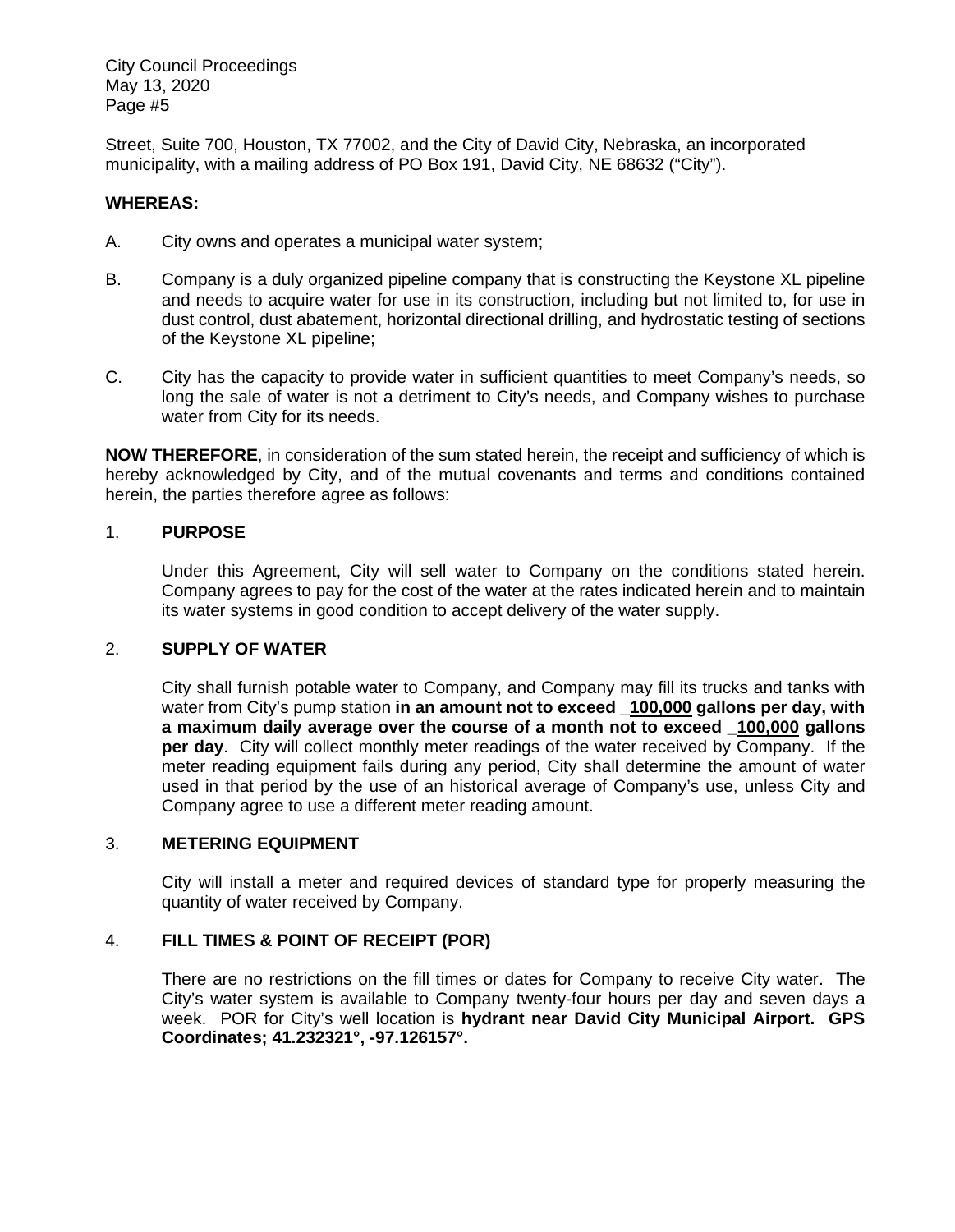Street, Suite 700, Houston, TX 77002, and the City of David City, Nebraska, an incorporated municipality, with a mailing address of PO Box 191, David City, NE 68632 ("City").

**WHEREAS:**

A. City owns and operates a municipal water system;

B. Company is a duly organized pipeline company that is constructing the Keystone XL pipeline and needs to acquire water for use in its construction, including but not limited to, for use in dust control, dust abatement, horizontal directional drilling, and hydrostatic testing of sections of the Keystone XL pipeline;

C. City has the capacity to provide water in sufficient quantities to meet Company's needs, so long the sale of water is not a detriment to City's needs, and Company wishes to purchase water from City for its needs.

**NOW THEREFORE**, in consideration of the sum stated herein, the receipt and sufficiency of which is hereby acknowledged by City, and of the mutual covenants and terms and conditions contained herein, the parties therefore agree as follows:

1. **PURPOSE**

Under this Agreement, City will sell water to Company on the conditions stated herein. Company agrees to pay for the cost of the water at the rates indicated herein and to maintain its water systems in good condition to accept delivery of the water supply.

2. **SUPPLY OF WATER**

City shall furnish potable water to Company, and Company may fill its trucks and tanks with water from City's pump station **in an amount not to exceed _100,000 gallons per day, with a maximum daily average over the course of a month not to exceed _100,000 gallons per day**. City will collect monthly meter readings of the water received by Company. If the meter reading equipment fails during any period, City shall determine the amount of water used in that period by the use of an historical average of Company's use, unless City and Company agree to use a different meter reading amount.

3. **METERING EQUIPMENT**

City will install a meter and required devices of standard type for properly measuring the quantity of water received by Company.

4. **FILL TIMES & POINT OF RECEIPT (POR)**

There are no restrictions on the fill times or dates for Company to receive City water. The City's water system is available to Company twenty-four hours per day and seven days a week. POR for City's well location is **hydrant near David City Municipal Airport. GPS Coordinates; 41.232321°, -97.126157°.**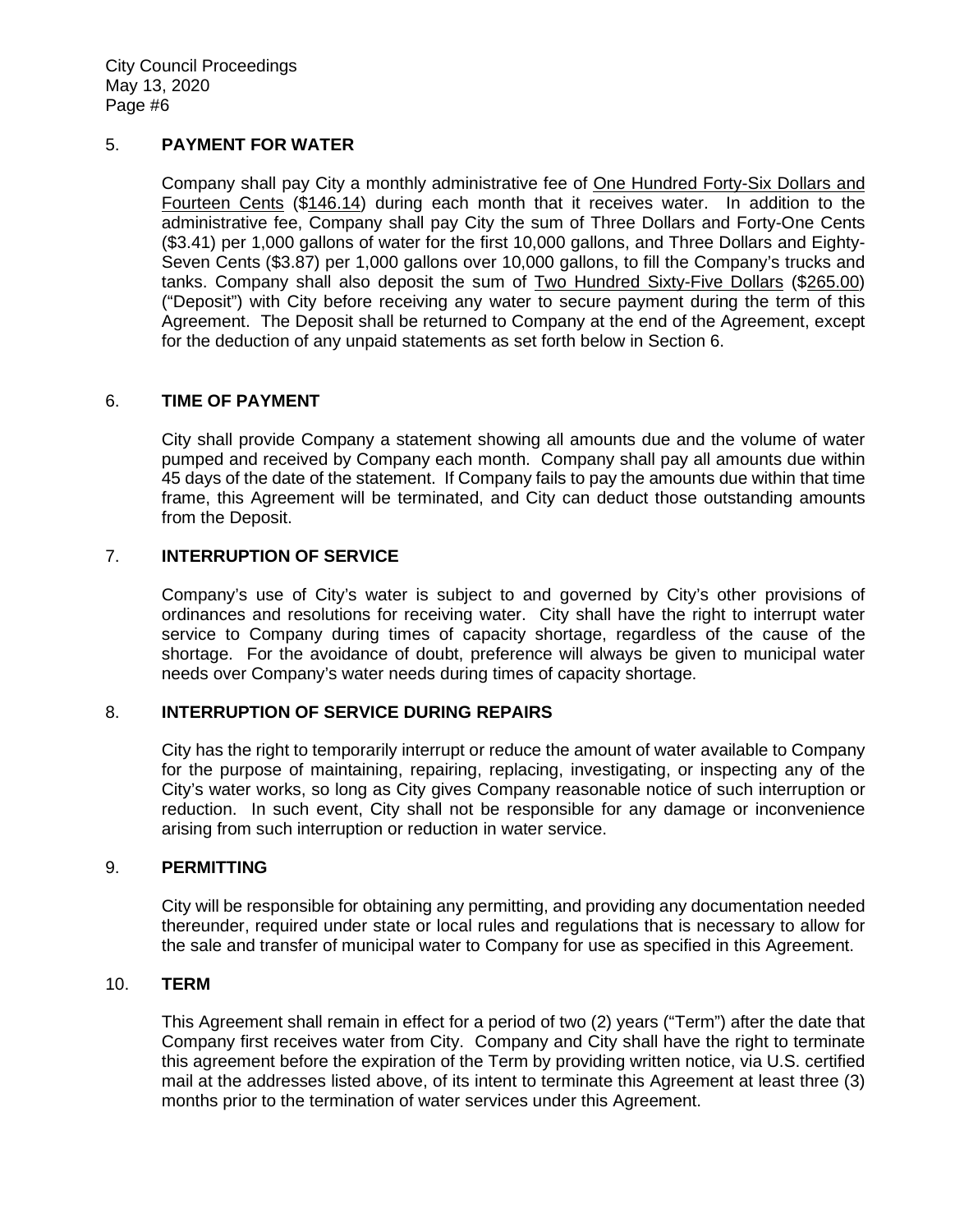## 5. **PAYMENT FOR WATER**

Company shall pay City a monthly administrative fee of <u>One Hundred Forty-Six Dollars and Fourteen Cents</u> ($<u>146.14</u>) during each month that it receives water. In addition to the administrative fee, Company shall pay City the sum of Three Dollars and Forty-One Cents ($3.41) per 1,000 gallons of water for the first 10,000 gallons, and Three Dollars and Eighty-Seven Cents ($3.87) per 1,000 gallons over 10,000 gallons, to fill the Company's trucks and tanks. Company shall also deposit the sum of <u>Two Hundred Sixty-Five Dollars</u> ($<u>265.00</u>) ("Deposit") with City before receiving any water to secure payment during the term of this Agreement. The Deposit shall be returned to Company at the end of the Agreement, except for the deduction of any unpaid statements as set forth below in Section 6.

## 6. **TIME OF PAYMENT**

City shall provide Company a statement showing all amounts due and the volume of water pumped and received by Company each month. Company shall pay all amounts due within 45 days of the date of the statement. If Company fails to pay the amounts due within that time frame, this Agreement will be terminated, and City can deduct those outstanding amounts from the Deposit.

## 7. **INTERRUPTION OF SERVICE**

Company's use of City's water is subject to and governed by City's other provisions of ordinances and resolutions for receiving water. City shall have the right to interrupt water service to Company during times of capacity shortage, regardless of the cause of the shortage. For the avoidance of doubt, preference will always be given to municipal water needs over Company's water needs during times of capacity shortage.

## 8. **INTERRUPTION OF SERVICE DURING REPAIRS**

City has the right to temporarily interrupt or reduce the amount of water available to Company for the purpose of maintaining, repairing, replacing, investigating, or inspecting any of the City's water works, so long as City gives Company reasonable notice of such interruption or reduction. In such event, City shall not be responsible for any damage or inconvenience arising from such interruption or reduction in water service.

## 9. **PERMITTING**

City will be responsible for obtaining any permitting, and providing any documentation needed thereunder, required under state or local rules and regulations that is necessary to allow for the sale and transfer of municipal water to Company for use as specified in this Agreement.

## 10. **TERM**

This Agreement shall remain in effect for a period of two (2) years ("Term") after the date that Company first receives water from City. Company and City shall have the right to terminate this agreement before the expiration of the Term by providing written notice, via U.S. certified mail at the addresses listed above, of its intent to terminate this Agreement at least three (3) months prior to the termination of water services under this Agreement.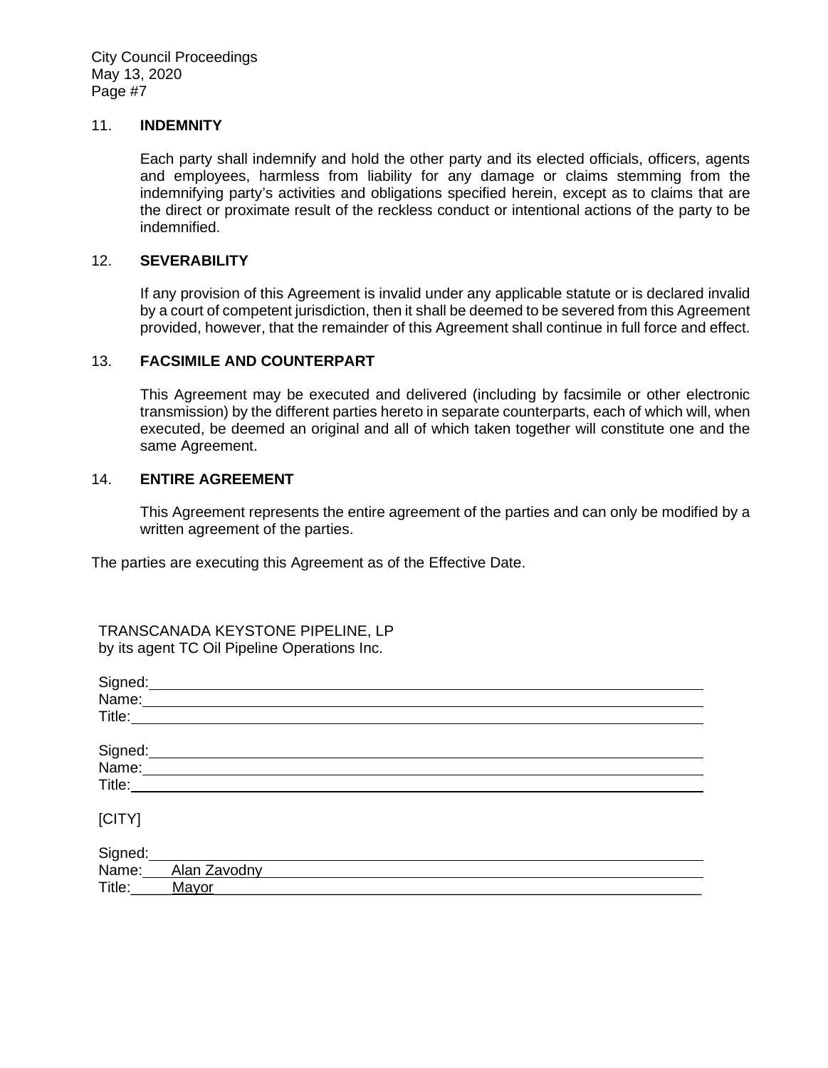11. **INDEMNITY**

 Each party shall indemnify and hold the other party and its elected officials, officers, agents and employees, harmless from liability for any damage or claims stemming from the indemnifying party's activities and obligations specified herein, except as to claims that are the direct or proximate result of the reckless conduct or intentional actions of the party to be indemnified.

12. **SEVERABILITY**

 If any provision of this Agreement is invalid under any applicable statute or is declared invalid by a court of competent jurisdiction, then it shall be deemed to be severed from this Agreement provided, however, that the remainder of this Agreement shall continue in full force and effect.

13. **FACSIMILE AND COUNTERPART**

 This Agreement may be executed and delivered (including by facsimile or other electronic transmission) by the different parties hereto in separate counterparts, each of which will, when executed, be deemed an original and all of which taken together will constitute one and the same Agreement.

14. **ENTIRE AGREEMENT**

 This Agreement represents the entire agreement of the parties and can only be modified by a written agreement of the parties.

The parties are executing this Agreement as of the Effective Date.

TRANSCANADA KEYSTONE PIPELINE, LP
by its agent TC Oil Pipeline Operations Inc.

Signed:\_\_\_\_\_\_\_\_\_\_\_\_\_\_\_\_\_\_\_\_\_\_\_\_\_\_\_\_\_\_
Name:\_\_\_\_\_\_\_\_\_\_\_\_\_\_\_\_\_\_\_\_\_\_\_\_\_\_\_\_\_\_
Title:\_\_\_\_\_\_\_\_\_\_\_\_\_\_\_\_\_\_\_\_\_\_\_\_\_\_\_\_\_\_

Signed:\_\_\_\_\_\_\_\_\_\_\_\_\_\_\_\_\_\_\_\_\_\_\_\_\_\_\_\_\_\_
Name:\_\_\_\_\_\_\_\_\_\_\_\_\_\_\_\_\_\_\_\_\_\_\_\_\_\_\_\_\_\_
Title:\_\_\_\_\_\_\_\_\_\_\_\_\_\_\_\_\_\_\_\_\_\_\_\_\_\_\_\_\_\_

[CITY]

Signed:\_\_\_\_\_\_\_\_\_\_\_\_\_\_\_\_\_\_\_\_\_\_\_\_\_\_\_\_\_\_
Name: Alan Zavodny
Title: Mayor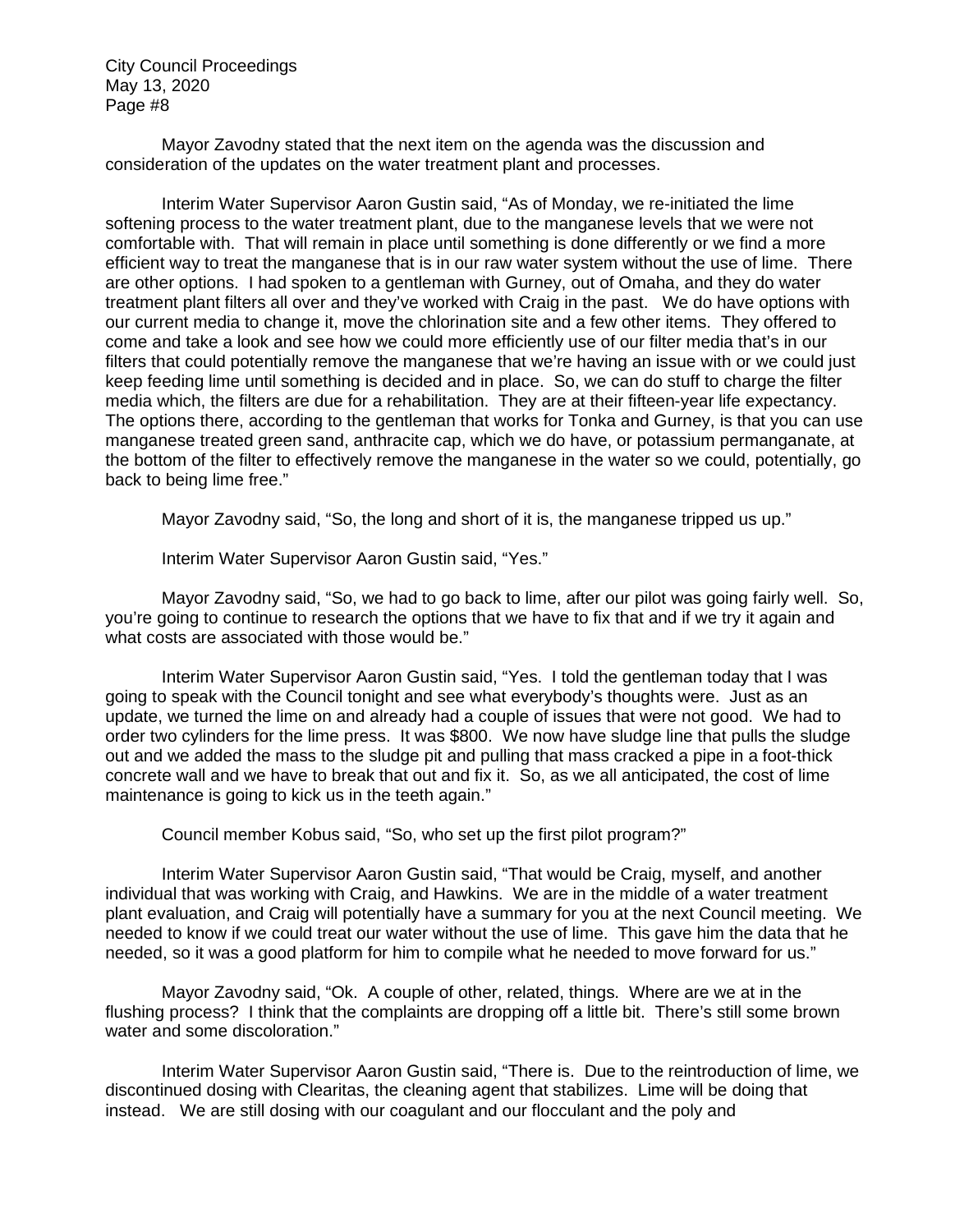Mayor Zavodny stated that the next item on the agenda was the discussion and consideration of the updates on the water treatment plant and processes.

Interim Water Supervisor Aaron Gustin said, "As of Monday, we re-initiated the lime softening process to the water treatment plant, due to the manganese levels that we were not comfortable with. That will remain in place until something is done differently or we find a more efficient way to treat the manganese that is in our raw water system without the use of lime. There are other options. I had spoken to a gentleman with Gurney, out of Omaha, and they do water treatment plant filters all over and they've worked with Craig in the past. We do have options with our current media to change it, move the chlorination site and a few other items. They offered to come and take a look and see how we could more efficiently use of our filter media that's in our filters that could potentially remove the manganese that we're having an issue with or we could just keep feeding lime until something is decided and in place. So, we can do stuff to charge the filter media which, the filters are due for a rehabilitation. They are at their fifteen-year life expectancy. The options there, according to the gentleman that works for Tonka and Gurney, is that you can use manganese treated green sand, anthracite cap, which we do have, or potassium permanganate, at the bottom of the filter to effectively remove the manganese in the water so we could, potentially, go back to being lime free."

Mayor Zavodny said, "So, the long and short of it is, the manganese tripped us up."

Interim Water Supervisor Aaron Gustin said, "Yes."

Mayor Zavodny said, "So, we had to go back to lime, after our pilot was going fairly well. So, you're going to continue to research the options that we have to fix that and if we try it again and what costs are associated with those would be."

Interim Water Supervisor Aaron Gustin said, "Yes. I told the gentleman today that I was going to speak with the Council tonight and see what everybody's thoughts were. Just as an update, we turned the lime on and already had a couple of issues that were not good. We had to order two cylinders for the lime press. It was $800. We now have sludge line that pulls the sludge out and we added the mass to the sludge pit and pulling that mass cracked a pipe in a foot-thick concrete wall and we have to break that out and fix it. So, as we all anticipated, the cost of lime maintenance is going to kick us in the teeth again."

Council member Kobus said, "So, who set up the first pilot program?"

Interim Water Supervisor Aaron Gustin said, "That would be Craig, myself, and another individual that was working with Craig, and Hawkins. We are in the middle of a water treatment plant evaluation, and Craig will potentially have a summary for you at the next Council meeting. We needed to know if we could treat our water without the use of lime. This gave him the data that he needed, so it was a good platform for him to compile what he needed to move forward for us."

Mayor Zavodny said, "Ok. A couple of other, related, things. Where are we at in the flushing process? I think that the complaints are dropping off a little bit. There's still some brown water and some discoloration."

Interim Water Supervisor Aaron Gustin said, "There is. Due to the reintroduction of lime, we discontinued dosing with Clearitas, the cleaning agent that stabilizes. Lime will be doing that instead. We are still dosing with our coagulant and our flocculant and the poly and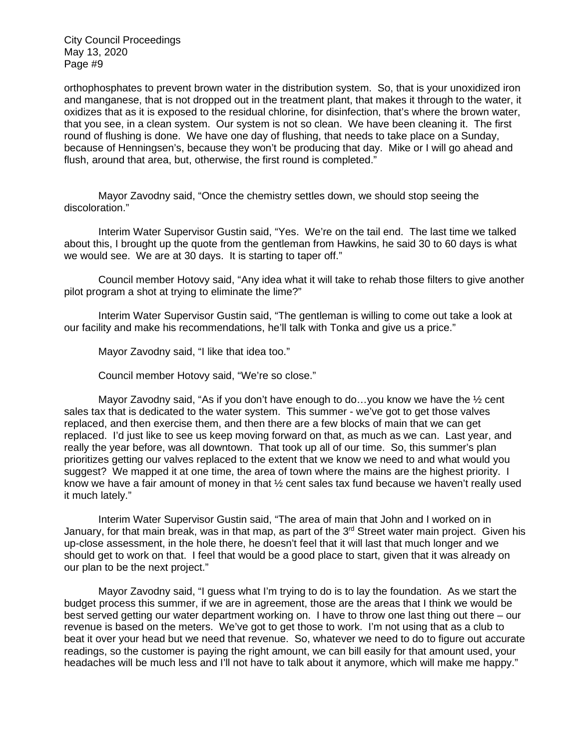orthophosphates to prevent brown water in the distribution system. So, that is your unoxidized iron and manganese, that is not dropped out in the treatment plant, that makes it through to the water, it oxidizes that as it is exposed to the residual chlorine, for disinfection, that's where the brown water, that you see, in a clean system. Our system is not so clean. We have been cleaning it. The first round of flushing is done. We have one day of flushing, that needs to take place on a Sunday, because of Henningsen's, because they won't be producing that day. Mike or I will go ahead and flush, around that area, but, otherwise, the first round is completed."

Mayor Zavodny said, "Once the chemistry settles down, we should stop seeing the discoloration."

Interim Water Supervisor Gustin said, "Yes. We're on the tail end. The last time we talked about this, I brought up the quote from the gentleman from Hawkins, he said 30 to 60 days is what we would see. We are at 30 days. It is starting to taper off."

Council member Hotovy said, "Any idea what it will take to rehab those filters to give another pilot program a shot at trying to eliminate the lime?"

Interim Water Supervisor Gustin said, "The gentleman is willing to come out take a look at our facility and make his recommendations, he'll talk with Tonka and give us a price."

Mayor Zavodny said, "I like that idea too."

Council member Hotovy said, "We're so close."

Mayor Zavodny said, "As if you don't have enough to do…you know we have the ½ cent sales tax that is dedicated to the water system. This summer - we've got to get those valves replaced, and then exercise them, and then there are a few blocks of main that we can get replaced. I'd just like to see us keep moving forward on that, as much as we can. Last year, and really the year before, was all downtown. That took up all of our time. So, this summer's plan prioritizes getting our valves replaced to the extent that we know we need to and what would you suggest? We mapped it at one time, the area of town where the mains are the highest priority. I know we have a fair amount of money in that ½ cent sales tax fund because we haven't really used it much lately."

Interim Water Supervisor Gustin said, "The area of main that John and I worked on in January, for that main break, was in that map, as part of the 3rd Street water main project. Given his up-close assessment, in the hole there, he doesn't feel that it will last that much longer and we should get to work on that. I feel that would be a good place to start, given that it was already on our plan to be the next project."

Mayor Zavodny said, "I guess what I'm trying to do is to lay the foundation. As we start the budget process this summer, if we are in agreement, those are the areas that I think we would be best served getting our water department working on. I have to throw one last thing out there – our revenue is based on the meters. We've got to get those to work. I'm not using that as a club to beat it over your head but we need that revenue. So, whatever we need to do to figure out accurate readings, so the customer is paying the right amount, we can bill easily for that amount used, your headaches will be much less and I'll not have to talk about it anymore, which will make me happy."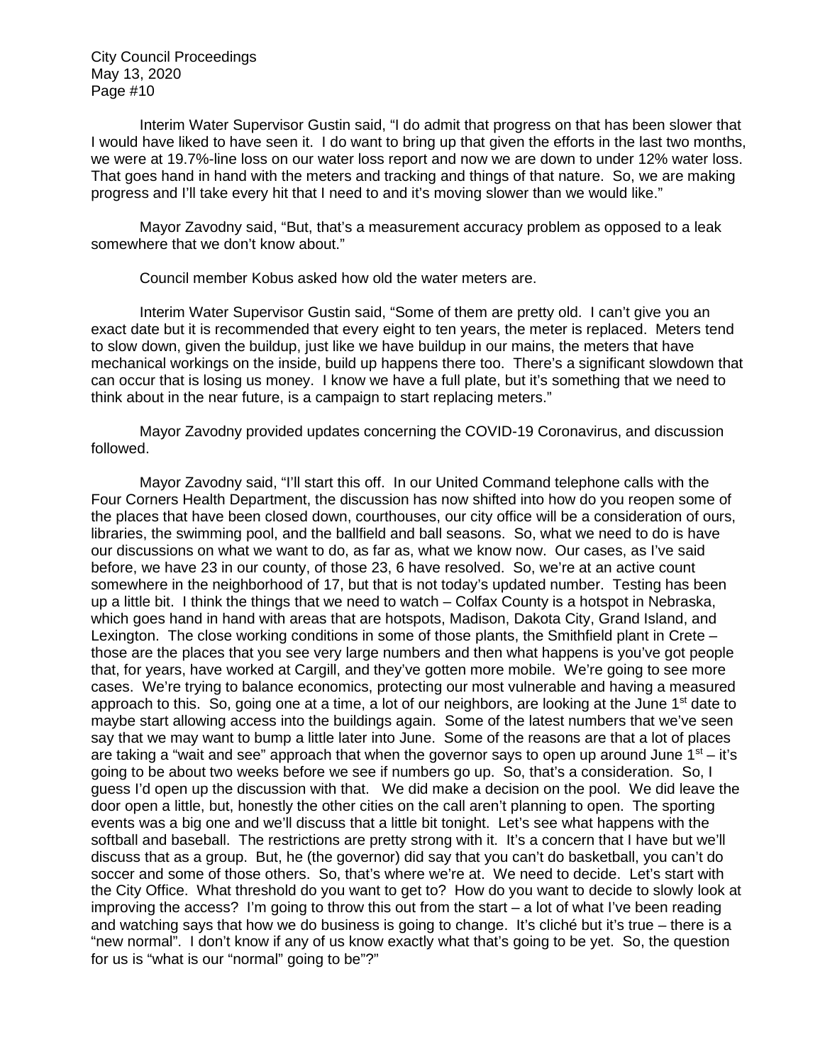Interim Water Supervisor Gustin said, "I do admit that progress on that has been slower that I would have liked to have seen it. I do want to bring up that given the efforts in the last two months, we were at 19.7%-line loss on our water loss report and now we are down to under 12% water loss. That goes hand in hand with the meters and tracking and things of that nature. So, we are making progress and I'll take every hit that I need to and it's moving slower than we would like."

Mayor Zavodny said, "But, that's a measurement accuracy problem as opposed to a leak somewhere that we don't know about."

Council member Kobus asked how old the water meters are.

Interim Water Supervisor Gustin said, "Some of them are pretty old. I can't give you an exact date but it is recommended that every eight to ten years, the meter is replaced. Meters tend to slow down, given the buildup, just like we have buildup in our mains, the meters that have mechanical workings on the inside, build up happens there too. There's a significant slowdown that can occur that is losing us money. I know we have a full plate, but it's something that we need to think about in the near future, is a campaign to start replacing meters."

Mayor Zavodny provided updates concerning the COVID-19 Coronavirus, and discussion followed.

Mayor Zavodny said, "I'll start this off. In our United Command telephone calls with the Four Corners Health Department, the discussion has now shifted into how do you reopen some of the places that have been closed down, courthouses, our city office will be a consideration of ours, libraries, the swimming pool, and the ballfield and ball seasons. So, what we need to do is have our discussions on what we want to do, as far as, what we know now. Our cases, as I've said before, we have 23 in our county, of those 23, 6 have resolved. So, we're at an active count somewhere in the neighborhood of 17, but that is not today's updated number. Testing has been up a little bit. I think the things that we need to watch – Colfax County is a hotspot in Nebraska, which goes hand in hand with areas that are hotspots, Madison, Dakota City, Grand Island, and Lexington. The close working conditions in some of those plants, the Smithfield plant in Crete – those are the places that you see very large numbers and then what happens is you've got people that, for years, have worked at Cargill, and they've gotten more mobile. We're going to see more cases. We're trying to balance economics, protecting our most vulnerable and having a measured approach to this. So, going one at a time, a lot of our neighbors, are looking at the June 1st date to maybe start allowing access into the buildings again. Some of the latest numbers that we've seen say that we may want to bump a little later into June. Some of the reasons are that a lot of places are taking a "wait and see" approach that when the governor says to open up around June 1st – it's going to be about two weeks before we see if numbers go up. So, that's a consideration. So, I guess I'd open up the discussion with that. We did make a decision on the pool. We did leave the door open a little, but, honestly the other cities on the call aren't planning to open. The sporting events was a big one and we'll discuss that a little bit tonight. Let's see what happens with the softball and baseball. The restrictions are pretty strong with it. It's a concern that I have but we'll discuss that as a group. But, he (the governor) did say that you can't do basketball, you can't do soccer and some of those others. So, that's where we're at. We need to decide. Let's start with the City Office. What threshold do you want to get to? How do you want to decide to slowly look at improving the access? I'm going to throw this out from the start – a lot of what I've been reading and watching says that how we do business is going to change. It's cliché but it's true – there is a "new normal". I don't know if any of us know exactly what that's going to be yet. So, the question for us is "what is our "normal" going to be"?"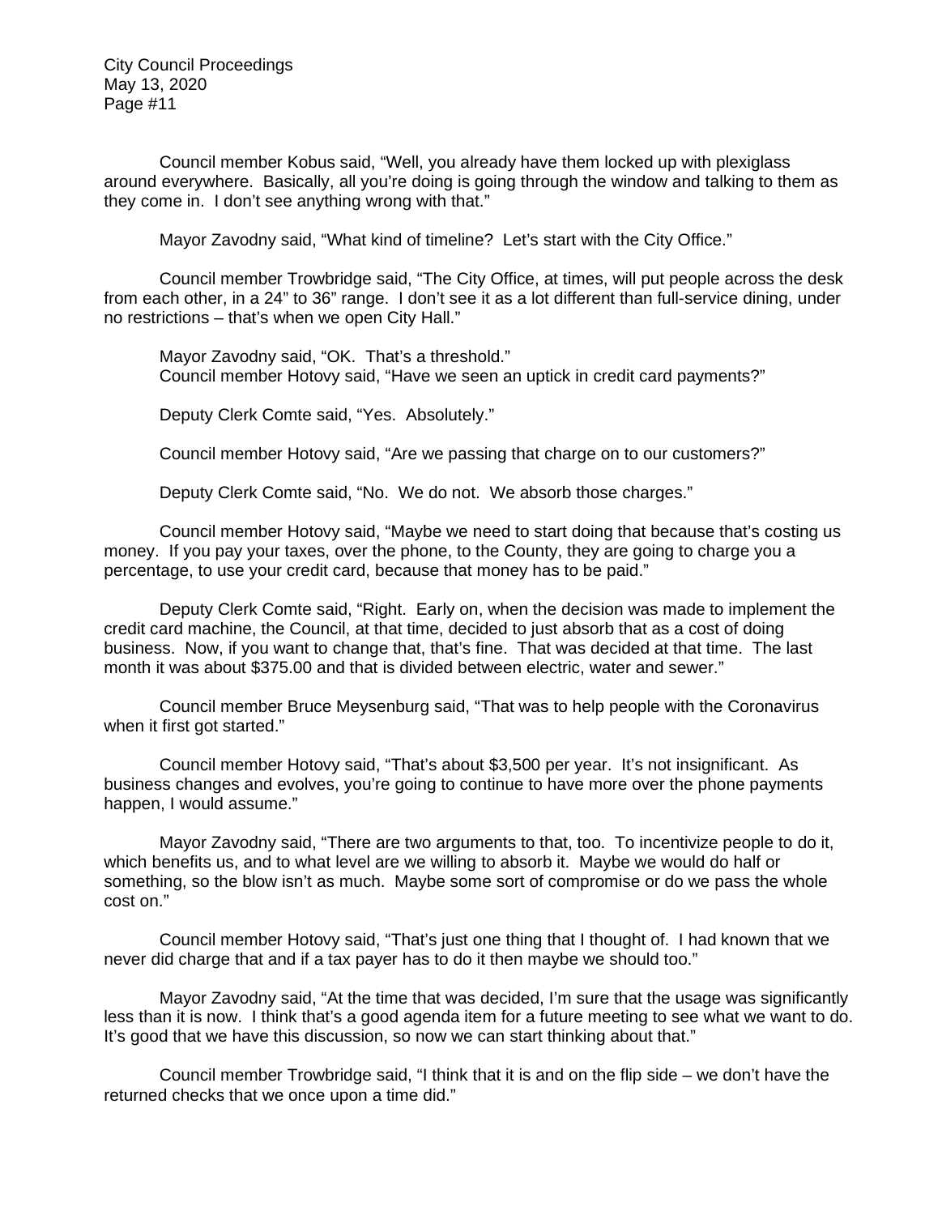Council member Kobus said, “Well, you already have them locked up with plexiglass around everywhere. Basically, all you’re doing is going through the window and talking to them as they come in. I don’t see anything wrong with that.”

Mayor Zavodny said, “What kind of timeline? Let’s start with the City Office.”

Council member Trowbridge said, “The City Office, at times, will put people across the desk from each other, in a 24” to 36” range. I don’t see it as a lot different than full-service dining, under no restrictions – that’s when we open City Hall.”

Mayor Zavodny said, “OK. That’s a threshold.”
Council member Hotovy said, “Have we seen an uptick in credit card payments?”

Deputy Clerk Comte said, “Yes. Absolutely.”

Council member Hotovy said, “Are we passing that charge on to our customers?”

Deputy Clerk Comte said, “No. We do not. We absorb those charges.”

Council member Hotovy said, “Maybe we need to start doing that because that’s costing us money. If you pay your taxes, over the phone, to the County, they are going to charge you a percentage, to use your credit card, because that money has to be paid.”

Deputy Clerk Comte said, “Right. Early on, when the decision was made to implement the credit card machine, the Council, at that time, decided to just absorb that as a cost of doing business. Now, if you want to change that, that’s fine. That was decided at that time. The last month it was about $375.00 and that is divided between electric, water and sewer.”

Council member Bruce Meysenburg said, “That was to help people with the Coronavirus when it first got started.”

Council member Hotovy said, “That’s about $3,500 per year. It’s not insignificant. As business changes and evolves, you’re going to continue to have more over the phone payments happen, I would assume.”

Mayor Zavodny said, “There are two arguments to that, too. To incentivize people to do it, which benefits us, and to what level are we willing to absorb it. Maybe we would do half or something, so the blow isn’t as much. Maybe some sort of compromise or do we pass the whole cost on.”

Council member Hotovy said, “That’s just one thing that I thought of. I had known that we never did charge that and if a tax payer has to do it then maybe we should too.”

Mayor Zavodny said, “At the time that was decided, I’m sure that the usage was significantly less than it is now. I think that’s a good agenda item for a future meeting to see what we want to do. It’s good that we have this discussion, so now we can start thinking about that.”

Council member Trowbridge said, “I think that it is and on the flip side – we don’t have the returned checks that we once upon a time did.”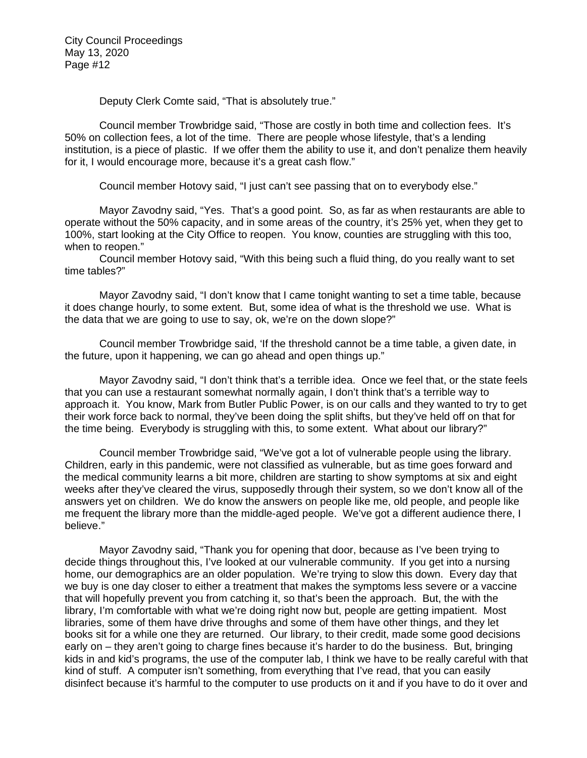Deputy Clerk Comte said, "That is absolutely true."

Council member Trowbridge said, "Those are costly in both time and collection fees. It's 50% on collection fees, a lot of the time. There are people whose lifestyle, that's a lending institution, is a piece of plastic. If we offer them the ability to use it, and don't penalize them heavily for it, I would encourage more, because it's a great cash flow."

Council member Hotovy said, "I just can't see passing that on to everybody else."

Mayor Zavodny said, "Yes. That's a good point. So, as far as when restaurants are able to operate without the 50% capacity, and in some areas of the country, it's 25% yet, when they get to 100%, start looking at the City Office to reopen. You know, counties are struggling with this too, when to reopen."

Council member Hotovy said, "With this being such a fluid thing, do you really want to set time tables?"

Mayor Zavodny said, "I don't know that I came tonight wanting to set a time table, because it does change hourly, to some extent. But, some idea of what is the threshold we use. What is the data that we are going to use to say, ok, we're on the down slope?"

Council member Trowbridge said, 'If the threshold cannot be a time table, a given date, in the future, upon it happening, we can go ahead and open things up."

Mayor Zavodny said, "I don't think that's a terrible idea. Once we feel that, or the state feels that you can use a restaurant somewhat normally again, I don't think that's a terrible way to approach it. You know, Mark from Butler Public Power, is on our calls and they wanted to try to get their work force back to normal, they've been doing the split shifts, but they've held off on that for the time being. Everybody is struggling with this, to some extent. What about our library?"

Council member Trowbridge said, "We've got a lot of vulnerable people using the library. Children, early in this pandemic, were not classified as vulnerable, but as time goes forward and the medical community learns a bit more, children are starting to show symptoms at six and eight weeks after they've cleared the virus, supposedly through their system, so we don't know all of the answers yet on children. We do know the answers on people like me, old people, and people like me frequent the library more than the middle-aged people. We've got a different audience there, I believe."

Mayor Zavodny said, "Thank you for opening that door, because as I've been trying to decide things throughout this, I've looked at our vulnerable community. If you get into a nursing home, our demographics are an older population. We're trying to slow this down. Every day that we buy is one day closer to either a treatment that makes the symptoms less severe or a vaccine that will hopefully prevent you from catching it, so that's been the approach. But, the with the library, I'm comfortable with what we're doing right now but, people are getting impatient. Most libraries, some of them have drive throughs and some of them have other things, and they let books sit for a while one they are returned. Our library, to their credit, made some good decisions early on – they aren't going to charge fines because it's harder to do the business. But, bringing kids in and kid's programs, the use of the computer lab, I think we have to be really careful with that kind of stuff. A computer isn't something, from everything that I've read, that you can easily disinfect because it's harmful to the computer to use products on it and if you have to do it over and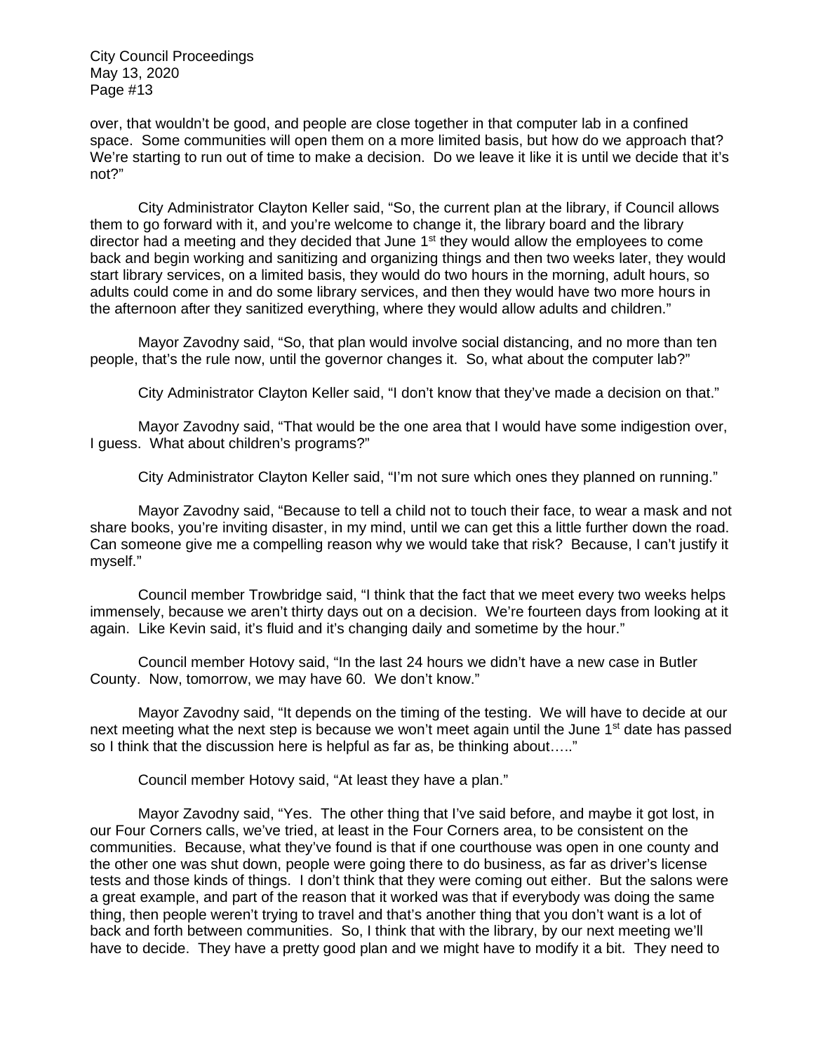over, that wouldn't be good, and people are close together in that computer lab in a confined space. Some communities will open them on a more limited basis, but how do we approach that? We're starting to run out of time to make a decision. Do we leave it like it is until we decide that it's not?"

City Administrator Clayton Keller said, "So, the current plan at the library, if Council allows them to go forward with it, and you're welcome to change it, the library board and the library director had a meeting and they decided that June 1st they would allow the employees to come back and begin working and sanitizing and organizing things and then two weeks later, they would start library services, on a limited basis, they would do two hours in the morning, adult hours, so adults could come in and do some library services, and then they would have two more hours in the afternoon after they sanitized everything, where they would allow adults and children."

Mayor Zavodny said, "So, that plan would involve social distancing, and no more than ten people, that's the rule now, until the governor changes it. So, what about the computer lab?"

City Administrator Clayton Keller said, "I don't know that they've made a decision on that."

Mayor Zavodny said, "That would be the one area that I would have some indigestion over, I guess. What about children's programs?"

City Administrator Clayton Keller said, "I'm not sure which ones they planned on running."

Mayor Zavodny said, "Because to tell a child not to touch their face, to wear a mask and not share books, you're inviting disaster, in my mind, until we can get this a little further down the road. Can someone give me a compelling reason why we would take that risk? Because, I can't justify it myself."

Council member Trowbridge said, "I think that the fact that we meet every two weeks helps immensely, because we aren't thirty days out on a decision. We're fourteen days from looking at it again. Like Kevin said, it's fluid and it's changing daily and sometime by the hour."

Council member Hotovy said, "In the last 24 hours we didn't have a new case in Butler County. Now, tomorrow, we may have 60. We don't know."

Mayor Zavodny said, "It depends on the timing of the testing. We will have to decide at our next meeting what the next step is because we won't meet again until the June 1st date has passed so I think that the discussion here is helpful as far as, be thinking about….."

Council member Hotovy said, "At least they have a plan."

Mayor Zavodny said, "Yes. The other thing that I've said before, and maybe it got lost, in our Four Corners calls, we've tried, at least in the Four Corners area, to be consistent on the communities. Because, what they've found is that if one courthouse was open in one county and the other one was shut down, people were going there to do business, as far as driver's license tests and those kinds of things. I don't think that they were coming out either. But the salons were a great example, and part of the reason that it worked was that if everybody was doing the same thing, then people weren't trying to travel and that's another thing that you don't want is a lot of back and forth between communities. So, I think that with the library, by our next meeting we'll have to decide. They have a pretty good plan and we might have to modify it a bit. They need to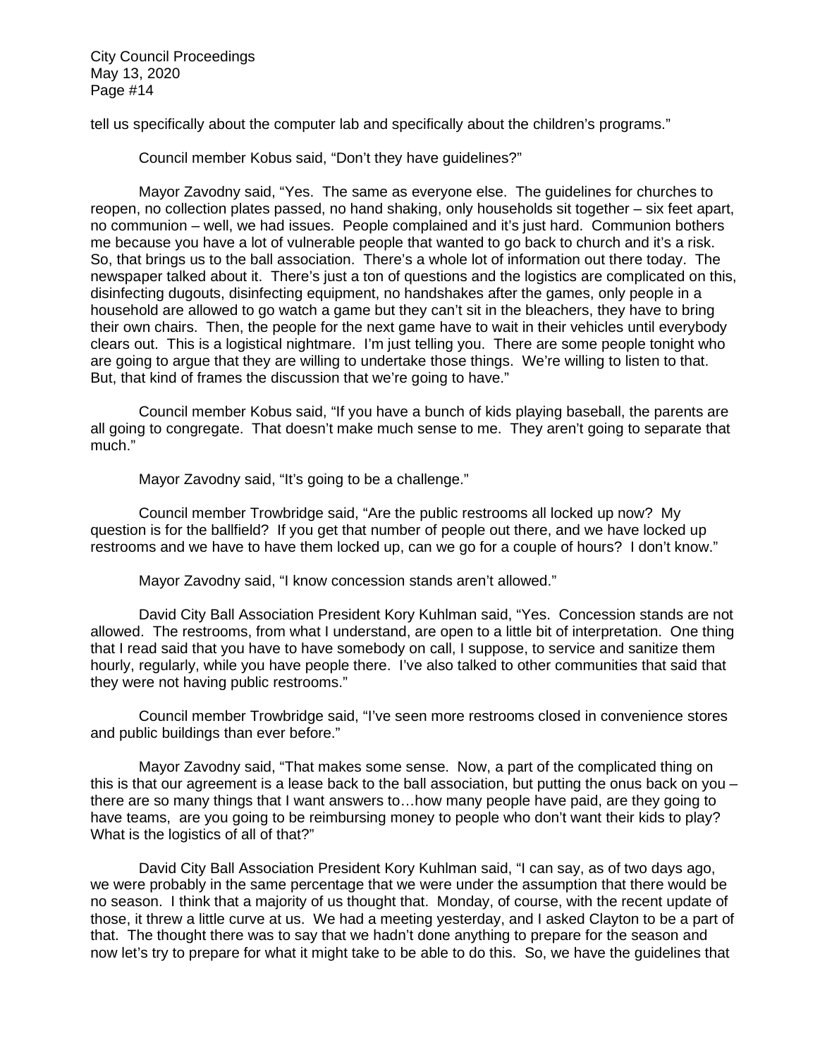tell us specifically about the computer lab and specifically about the children's programs."

Council member Kobus said, "Don't they have guidelines?"

Mayor Zavodny said, "Yes. The same as everyone else. The guidelines for churches to reopen, no collection plates passed, no hand shaking, only households sit together – six feet apart, no communion – well, we had issues. People complained and it's just hard. Communion bothers me because you have a lot of vulnerable people that wanted to go back to church and it's a risk. So, that brings us to the ball association. There's a whole lot of information out there today. The newspaper talked about it. There's just a ton of questions and the logistics are complicated on this, disinfecting dugouts, disinfecting equipment, no handshakes after the games, only people in a household are allowed to go watch a game but they can't sit in the bleachers, they have to bring their own chairs. Then, the people for the next game have to wait in their vehicles until everybody clears out. This is a logistical nightmare. I'm just telling you. There are some people tonight who are going to argue that they are willing to undertake those things. We're willing to listen to that. But, that kind of frames the discussion that we're going to have."

Council member Kobus said, "If you have a bunch of kids playing baseball, the parents are all going to congregate. That doesn't make much sense to me. They aren't going to separate that much."

Mayor Zavodny said, "It's going to be a challenge."

Council member Trowbridge said, "Are the public restrooms all locked up now? My question is for the ballfield? If you get that number of people out there, and we have locked up restrooms and we have to have them locked up, can we go for a couple of hours? I don't know."

Mayor Zavodny said, "I know concession stands aren't allowed."

David City Ball Association President Kory Kuhlman said, "Yes. Concession stands are not allowed. The restrooms, from what I understand, are open to a little bit of interpretation. One thing that I read said that you have to have somebody on call, I suppose, to service and sanitize them hourly, regularly, while you have people there. I've also talked to other communities that said that they were not having public restrooms."

Council member Trowbridge said, "I've seen more restrooms closed in convenience stores and public buildings than ever before."

Mayor Zavodny said, "That makes some sense. Now, a part of the complicated thing on this is that our agreement is a lease back to the ball association, but putting the onus back on you – there are so many things that I want answers to…how many people have paid, are they going to have teams, are you going to be reimbursing money to people who don't want their kids to play? What is the logistics of all of that?"

David City Ball Association President Kory Kuhlman said, "I can say, as of two days ago, we were probably in the same percentage that we were under the assumption that there would be no season. I think that a majority of us thought that. Monday, of course, with the recent update of those, it threw a little curve at us. We had a meeting yesterday, and I asked Clayton to be a part of that. The thought there was to say that we hadn't done anything to prepare for the season and now let's try to prepare for what it might take to be able to do this. So, we have the guidelines that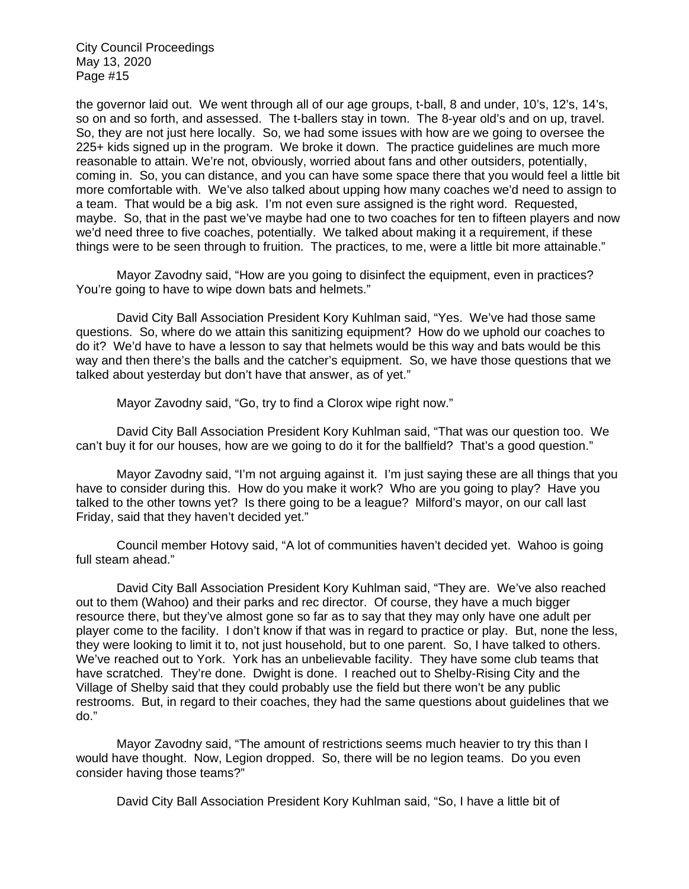the governor laid out. We went through all of our age groups, t-ball, 8 and under, 10's, 12's, 14's, so on and so forth, and assessed. The t-ballers stay in town. The 8-year old's and on up, travel. So, they are not just here locally. So, we had some issues with how are we going to oversee the 225+ kids signed up in the program. We broke it down. The practice guidelines are much more reasonable to attain. We're not, obviously, worried about fans and other outsiders, potentially, coming in. So, you can distance, and you can have some space there that you would feel a little bit more comfortable with. We've also talked about upping how many coaches we'd need to assign to a team. That would be a big ask. I'm not even sure assigned is the right word. Requested, maybe. So, that in the past we've maybe had one to two coaches for ten to fifteen players and now we'd need three to five coaches, potentially. We talked about making it a requirement, if these things were to be seen through to fruition. The practices, to me, were a little bit more attainable."

Mayor Zavodny said, "How are you going to disinfect the equipment, even in practices? You're going to have to wipe down bats and helmets."

David City Ball Association President Kory Kuhlman said, "Yes. We've had those same questions. So, where do we attain this sanitizing equipment? How do we uphold our coaches to do it? We'd have to have a lesson to say that helmets would be this way and bats would be this way and then there's the balls and the catcher's equipment. So, we have those questions that we talked about yesterday but don't have that answer, as of yet."

Mayor Zavodny said, "Go, try to find a Clorox wipe right now."

David City Ball Association President Kory Kuhlman said, "That was our question too. We can't buy it for our houses, how are we going to do it for the ballfield? That's a good question."

Mayor Zavodny said, "I'm not arguing against it. I'm just saying these are all things that you have to consider during this. How do you make it work? Who are you going to play? Have you talked to the other towns yet? Is there going to be a league? Milford's mayor, on our call last Friday, said that they haven't decided yet."

Council member Hotovy said, "A lot of communities haven't decided yet. Wahoo is going full steam ahead."

David City Ball Association President Kory Kuhlman said, "They are. We've also reached out to them (Wahoo) and their parks and rec director. Of course, they have a much bigger resource there, but they've almost gone so far as to say that they may only have one adult per player come to the facility. I don't know if that was in regard to practice or play. But, none the less, they were looking to limit it to, not just household, but to one parent. So, I have talked to others. We've reached out to York. York has an unbelievable facility. They have some club teams that have scratched. They're done. Dwight is done. I reached out to Shelby-Rising City and the Village of Shelby said that they could probably use the field but there won't be any public restrooms. But, in regard to their coaches, they had the same questions about guidelines that we do."

Mayor Zavodny said, "The amount of restrictions seems much heavier to try this than I would have thought. Now, Legion dropped. So, there will be no legion teams. Do you even consider having those teams?"

David City Ball Association President Kory Kuhlman said, "So, I have a little bit of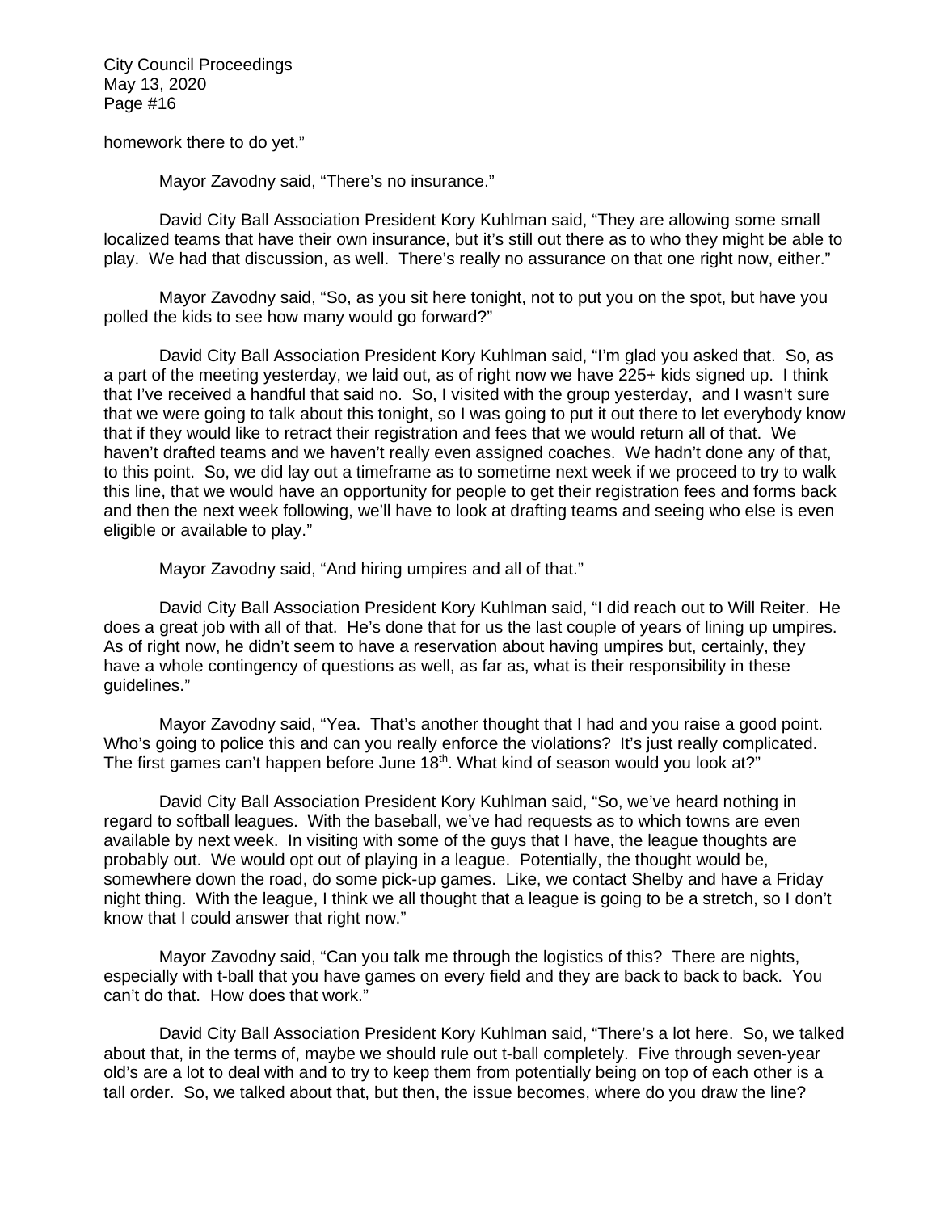homework there to do yet."

Mayor Zavodny said, "There's no insurance."

David City Ball Association President Kory Kuhlman said, "They are allowing some small localized teams that have their own insurance, but it's still out there as to who they might be able to play. We had that discussion, as well. There's really no assurance on that one right now, either."

Mayor Zavodny said, "So, as you sit here tonight, not to put you on the spot, but have you polled the kids to see how many would go forward?"

David City Ball Association President Kory Kuhlman said, "I'm glad you asked that. So, as a part of the meeting yesterday, we laid out, as of right now we have 225+ kids signed up. I think that I've received a handful that said no. So, I visited with the group yesterday, and I wasn't sure that we were going to talk about this tonight, so I was going to put it out there to let everybody know that if they would like to retract their registration and fees that we would return all of that. We haven't drafted teams and we haven't really even assigned coaches. We hadn't done any of that, to this point. So, we did lay out a timeframe as to sometime next week if we proceed to try to walk this line, that we would have an opportunity for people to get their registration fees and forms back and then the next week following, we'll have to look at drafting teams and seeing who else is even eligible or available to play."

Mayor Zavodny said, "And hiring umpires and all of that."

David City Ball Association President Kory Kuhlman said, "I did reach out to Will Reiter. He does a great job with all of that. He's done that for us the last couple of years of lining up umpires. As of right now, he didn't seem to have a reservation about having umpires but, certainly, they have a whole contingency of questions as well, as far as, what is their responsibility in these guidelines."

Mayor Zavodny said, "Yea. That's another thought that I had and you raise a good point. Who's going to police this and can you really enforce the violations? It's just really complicated. The first games can't happen before June 18th. What kind of season would you look at?"

David City Ball Association President Kory Kuhlman said, "So, we've heard nothing in regard to softball leagues. With the baseball, we've had requests as to which towns are even available by next week. In visiting with some of the guys that I have, the league thoughts are probably out. We would opt out of playing in a league. Potentially, the thought would be, somewhere down the road, do some pick-up games. Like, we contact Shelby and have a Friday night thing. With the league, I think we all thought that a league is going to be a stretch, so I don't know that I could answer that right now."

Mayor Zavodny said, "Can you talk me through the logistics of this? There are nights, especially with t-ball that you have games on every field and they are back to back to back. You can't do that. How does that work."

David City Ball Association President Kory Kuhlman said, "There's a lot here. So, we talked about that, in the terms of, maybe we should rule out t-ball completely. Five through seven-year old's are a lot to deal with and to try to keep them from potentially being on top of each other is a tall order. So, we talked about that, but then, the issue becomes, where do you draw the line?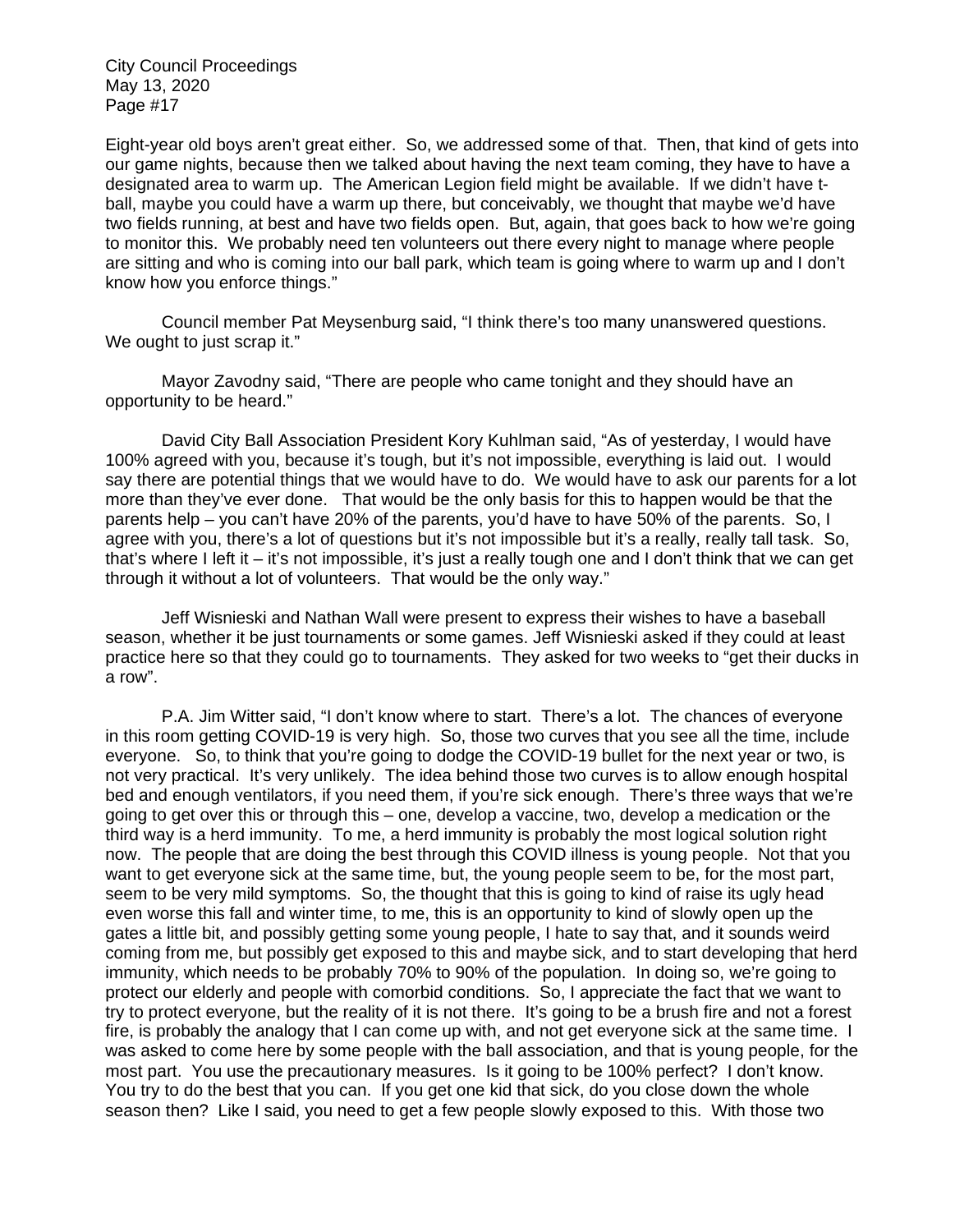Eight-year old boys aren't great either. So, we addressed some of that. Then, that kind of gets into our game nights, because then we talked about having the next team coming, they have to have a designated area to warm up. The American Legion field might be available. If we didn't have t-ball, maybe you could have a warm up there, but conceivably, we thought that maybe we'd have two fields running, at best and have two fields open. But, again, that goes back to how we're going to monitor this. We probably need ten volunteers out there every night to manage where people are sitting and who is coming into our ball park, which team is going where to warm up and I don't know how you enforce things."

Council member Pat Meysenburg said, "I think there's too many unanswered questions. We ought to just scrap it."

Mayor Zavodny said, "There are people who came tonight and they should have an opportunity to be heard."

David City Ball Association President Kory Kuhlman said, "As of yesterday, I would have 100% agreed with you, because it's tough, but it's not impossible, everything is laid out. I would say there are potential things that we would have to do. We would have to ask our parents for a lot more than they've ever done. That would be the only basis for this to happen would be that the parents help – you can't have 20% of the parents, you'd have to have 50% of the parents. So, I agree with you, there's a lot of questions but it's not impossible but it's a really, really tall task. So, that's where I left it – it's not impossible, it's just a really tough one and I don't think that we can get through it without a lot of volunteers. That would be the only way."

Jeff Wisnieski and Nathan Wall were present to express their wishes to have a baseball season, whether it be just tournaments or some games. Jeff Wisnieski asked if they could at least practice here so that they could go to tournaments. They asked for two weeks to "get their ducks in a row".

P.A. Jim Witter said, "I don't know where to start. There's a lot. The chances of everyone in this room getting COVID-19 is very high. So, those two curves that you see all the time, include everyone. So, to think that you're going to dodge the COVID-19 bullet for the next year or two, is not very practical. It's very unlikely. The idea behind those two curves is to allow enough hospital bed and enough ventilators, if you need them, if you're sick enough. There's three ways that we're going to get over this or through this – one, develop a vaccine, two, develop a medication or the third way is a herd immunity. To me, a herd immunity is probably the most logical solution right now. The people that are doing the best through this COVID illness is young people. Not that you want to get everyone sick at the same time, but, the young people seem to be, for the most part, seem to be very mild symptoms. So, the thought that this is going to kind of raise its ugly head even worse this fall and winter time, to me, this is an opportunity to kind of slowly open up the gates a little bit, and possibly getting some young people, I hate to say that, and it sounds weird coming from me, but possibly get exposed to this and maybe sick, and to start developing that herd immunity, which needs to be probably 70% to 90% of the population. In doing so, we're going to protect our elderly and people with comorbid conditions. So, I appreciate the fact that we want to try to protect everyone, but the reality of it is not there. It's going to be a brush fire and not a forest fire, is probably the analogy that I can come up with, and not get everyone sick at the same time. I was asked to come here by some people with the ball association, and that is young people, for the most part. You use the precautionary measures. Is it going to be 100% perfect? I don't know. You try to do the best that you can. If you get one kid that sick, do you close down the whole season then? Like I said, you need to get a few people slowly exposed to this. With those two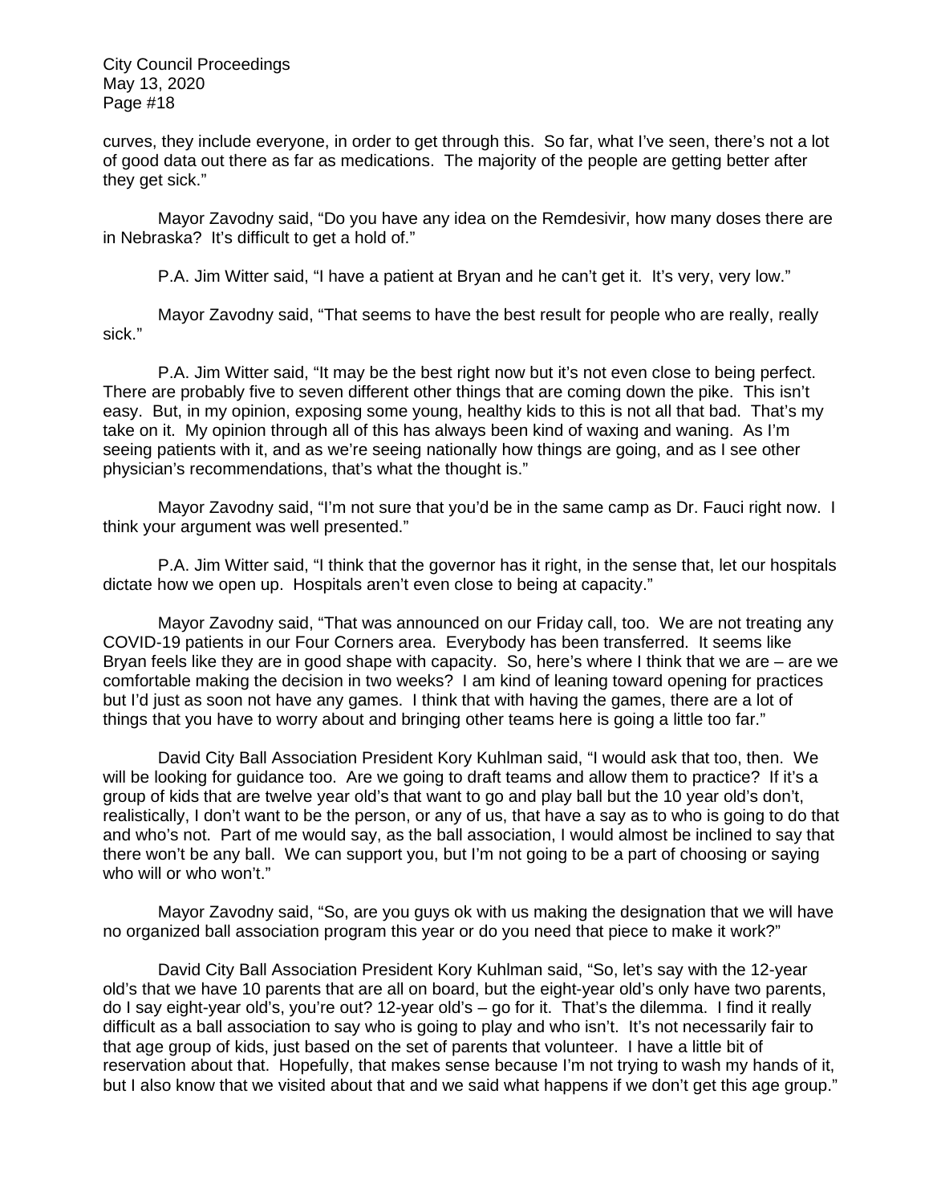curves, they include everyone, in order to get through this. So far, what I've seen, there's not a lot of good data out there as far as medications. The majority of the people are getting better after they get sick."

Mayor Zavodny said, "Do you have any idea on the Remdesivir, how many doses there are in Nebraska? It's difficult to get a hold of."

P.A. Jim Witter said, "I have a patient at Bryan and he can't get it. It's very, very low."

Mayor Zavodny said, "That seems to have the best result for people who are really, really sick."

P.A. Jim Witter said, "It may be the best right now but it's not even close to being perfect. There are probably five to seven different other things that are coming down the pike. This isn't easy. But, in my opinion, exposing some young, healthy kids to this is not all that bad. That's my take on it. My opinion through all of this has always been kind of waxing and waning. As I'm seeing patients with it, and as we're seeing nationally how things are going, and as I see other physician's recommendations, that's what the thought is."

Mayor Zavodny said, "I'm not sure that you'd be in the same camp as Dr. Fauci right now. I think your argument was well presented."

P.A. Jim Witter said, "I think that the governor has it right, in the sense that, let our hospitals dictate how we open up. Hospitals aren't even close to being at capacity."

Mayor Zavodny said, "That was announced on our Friday call, too. We are not treating any COVID-19 patients in our Four Corners area. Everybody has been transferred. It seems like Bryan feels like they are in good shape with capacity. So, here's where I think that we are – are we comfortable making the decision in two weeks? I am kind of leaning toward opening for practices but I'd just as soon not have any games. I think that with having the games, there are a lot of things that you have to worry about and bringing other teams here is going a little too far."

David City Ball Association President Kory Kuhlman said, "I would ask that too, then. We will be looking for guidance too. Are we going to draft teams and allow them to practice? If it's a group of kids that are twelve year old's that want to go and play ball but the 10 year old's don't, realistically, I don't want to be the person, or any of us, that have a say as to who is going to do that and who's not. Part of me would say, as the ball association, I would almost be inclined to say that there won't be any ball. We can support you, but I'm not going to be a part of choosing or saying who will or who won't."

Mayor Zavodny said, "So, are you guys ok with us making the designation that we will have no organized ball association program this year or do you need that piece to make it work?"

David City Ball Association President Kory Kuhlman said, "So, let's say with the 12-year old's that we have 10 parents that are all on board, but the eight-year old's only have two parents, do I say eight-year old's, you're out? 12-year old's – go for it. That's the dilemma. I find it really difficult as a ball association to say who is going to play and who isn't. It's not necessarily fair to that age group of kids, just based on the set of parents that volunteer. I have a little bit of reservation about that. Hopefully, that makes sense because I'm not trying to wash my hands of it, but I also know that we visited about that and we said what happens if we don't get this age group."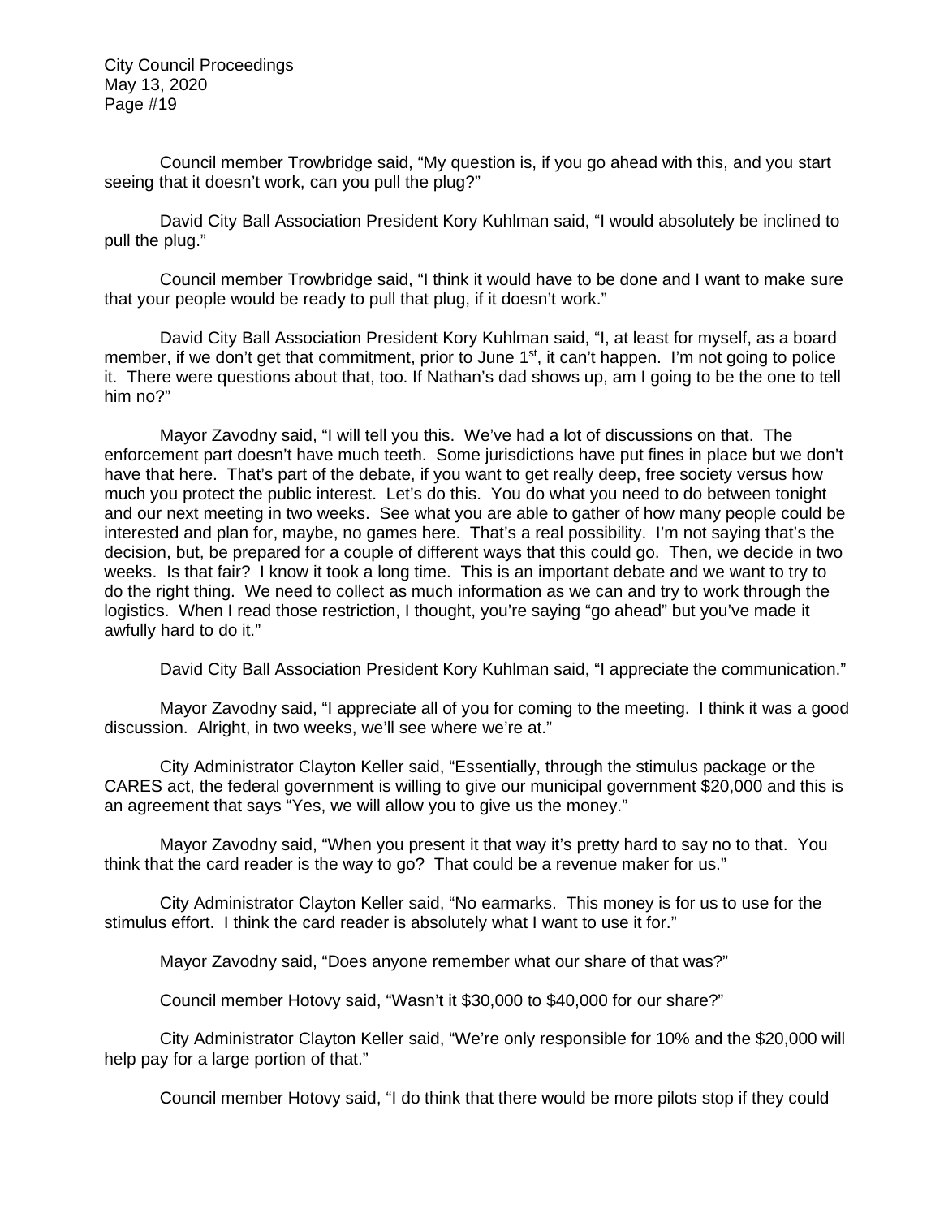Council member Trowbridge said, "My question is, if you go ahead with this, and you start seeing that it doesn't work, can you pull the plug?"

David City Ball Association President Kory Kuhlman said, "I would absolutely be inclined to pull the plug."

Council member Trowbridge said, "I think it would have to be done and I want to make sure that your people would be ready to pull that plug, if it doesn't work."

David City Ball Association President Kory Kuhlman said, "I, at least for myself, as a board member, if we don't get that commitment, prior to June 1st, it can't happen. I'm not going to police it. There were questions about that, too. If Nathan's dad shows up, am I going to be the one to tell him no?"

Mayor Zavodny said, "I will tell you this. We've had a lot of discussions on that. The enforcement part doesn't have much teeth. Some jurisdictions have put fines in place but we don't have that here. That's part of the debate, if you want to get really deep, free society versus how much you protect the public interest. Let's do this. You do what you need to do between tonight and our next meeting in two weeks. See what you are able to gather of how many people could be interested and plan for, maybe, no games here. That's a real possibility. I'm not saying that's the decision, but, be prepared for a couple of different ways that this could go. Then, we decide in two weeks. Is that fair? I know it took a long time. This is an important debate and we want to try to do the right thing. We need to collect as much information as we can and try to work through the logistics. When I read those restriction, I thought, you're saying "go ahead" but you've made it awfully hard to do it."

David City Ball Association President Kory Kuhlman said, "I appreciate the communication."

Mayor Zavodny said, "I appreciate all of you for coming to the meeting. I think it was a good discussion. Alright, in two weeks, we'll see where we're at."

City Administrator Clayton Keller said, "Essentially, through the stimulus package or the CARES act, the federal government is willing to give our municipal government $20,000 and this is an agreement that says "Yes, we will allow you to give us the money."

Mayor Zavodny said, "When you present it that way it's pretty hard to say no to that. You think that the card reader is the way to go? That could be a revenue maker for us."

City Administrator Clayton Keller said, "No earmarks. This money is for us to use for the stimulus effort. I think the card reader is absolutely what I want to use it for."

Mayor Zavodny said, "Does anyone remember what our share of that was?"

Council member Hotovy said, "Wasn't it $30,000 to $40,000 for our share?"

City Administrator Clayton Keller said, "We're only responsible for 10% and the $20,000 will help pay for a large portion of that."

Council member Hotovy said, "I do think that there would be more pilots stop if they could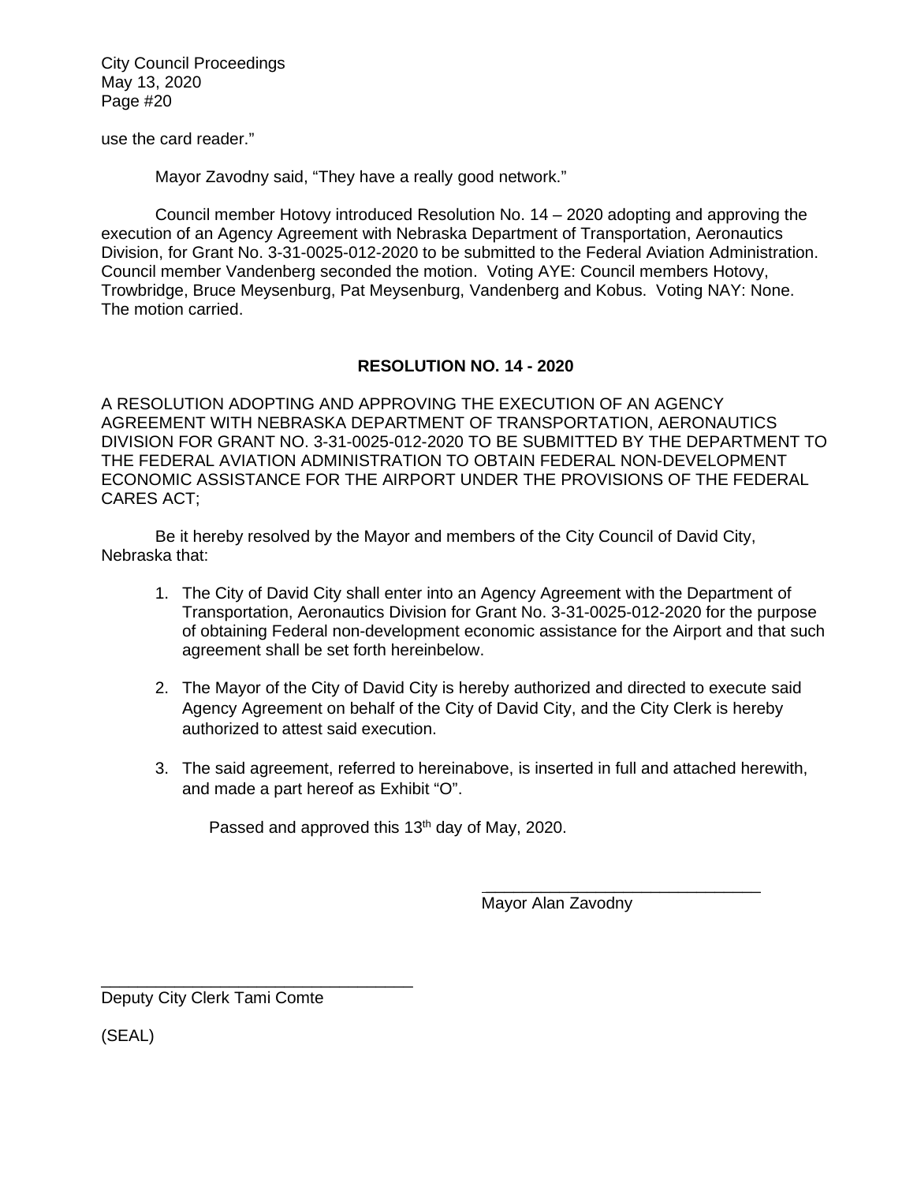use the card reader."

Mayor Zavodny said, "They have a really good network."

Council member Hotovy introduced Resolution No. 14 – 2020 adopting and approving the execution of an Agency Agreement with Nebraska Department of Transportation, Aeronautics Division, for Grant No. 3-31-0025-012-2020 to be submitted to the Federal Aviation Administration. Council member Vandenberg seconded the motion. Voting AYE: Council members Hotovy, Trowbridge, Bruce Meysenburg, Pat Meysenburg, Vandenberg and Kobus. Voting NAY: None. The motion carried.

**RESOLUTION NO. 14 - 2020**

A RESOLUTION ADOPTING AND APPROVING THE EXECUTION OF AN AGENCY AGREEMENT WITH NEBRASKA DEPARTMENT OF TRANSPORTATION, AERONAUTICS DIVISION FOR GRANT NO. 3-31-0025-012-2020 TO BE SUBMITTED BY THE DEPARTMENT TO THE FEDERAL AVIATION ADMINISTRATION TO OBTAIN FEDERAL NON-DEVELOPMENT ECONOMIC ASSISTANCE FOR THE AIRPORT UNDER THE PROVISIONS OF THE FEDERAL CARES ACT;

Be it hereby resolved by the Mayor and members of the City Council of David City, Nebraska that:

1. The City of David City shall enter into an Agency Agreement with the Department of Transportation, Aeronautics Division for Grant No. 3-31-0025-012-2020 for the purpose of obtaining Federal non-development economic assistance for the Airport and that such agreement shall be set forth hereinbelow.

2. The Mayor of the City of David City is hereby authorized and directed to execute said Agency Agreement on behalf of the City of David City, and the City Clerk is hereby authorized to attest said execution.

3. The said agreement, referred to hereinabove, is inserted in full and attached herewith, and made a part hereof as Exhibit "O".

Passed and approved this 13th day of May, 2020.

\_\_\_\_\_\_\_\_\_\_\_\_\_\_\_\_\_\_\_\_\_\_\_\_\_\_\_\_\_\_
Mayor Alan Zavodny

\_\_\_\_\_\_\_\_\_\_\_\_\_\_\_\_\_\_\_\_\_\_\_\_\_\_\_\_\_\_
Deputy City Clerk Tami Comte

(SEAL)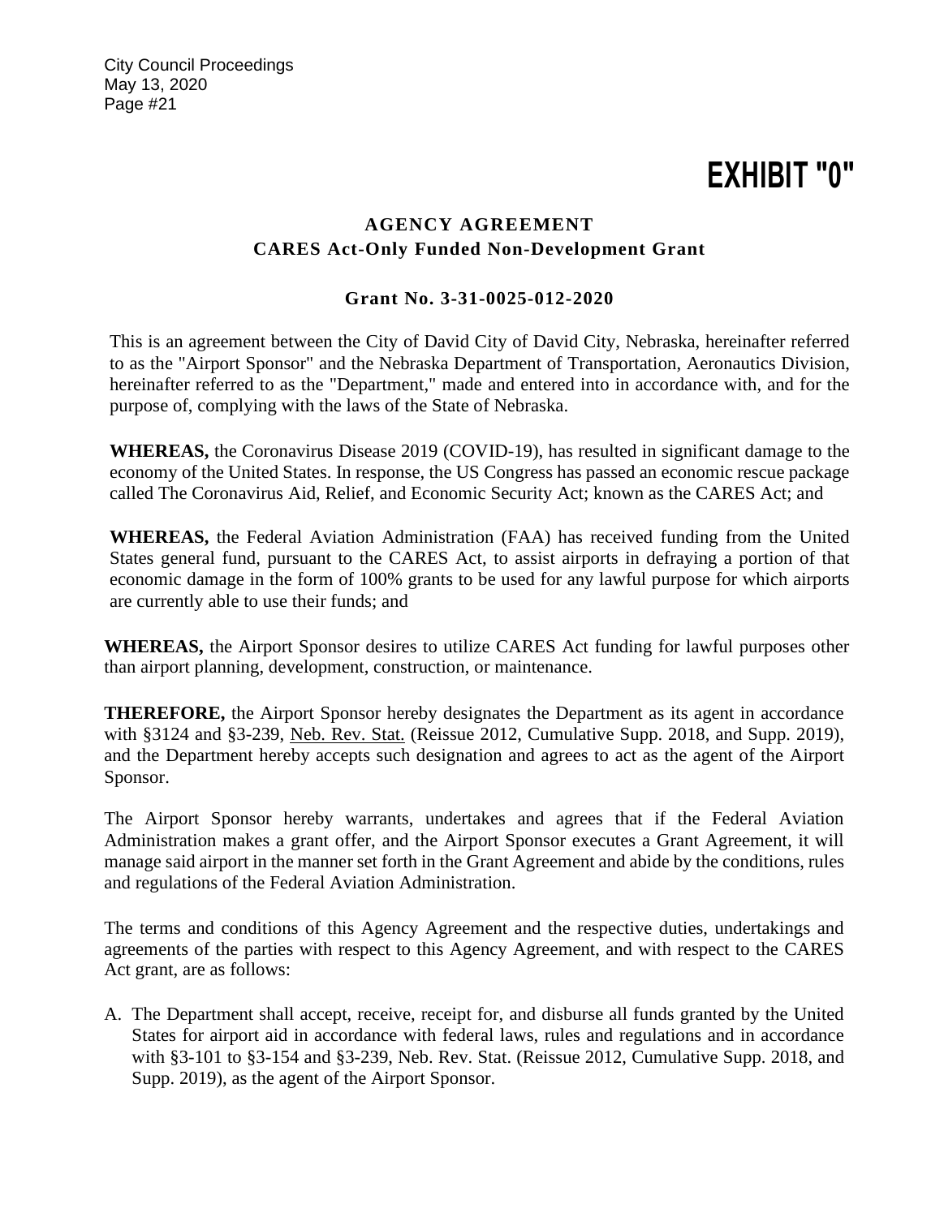# EXHIBIT "0"

## AGENCY AGREEMENT
## CARES Act-Only Funded Non-Development Grant

### Grant No. 3-31-0025-012-2020

This is an agreement between the City of David City of David City, Nebraska, hereinafter referred to as the "Airport Sponsor" and the Nebraska Department of Transportation, Aeronautics Division, hereinafter referred to as the "Department," made and entered into in accordance with, and for the purpose of, complying with the laws of the State of Nebraska.

**WHEREAS,** the Coronavirus Disease 2019 (COVID-19), has resulted in significant damage to the economy of the United States. In response, the US Congress has passed an economic rescue package called The Coronavirus Aid, Relief, and Economic Security Act; known as the CARES Act; and

**WHEREAS,** the Federal Aviation Administration (FAA) has received funding from the United States general fund, pursuant to the CARES Act, to assist airports in defraying a portion of that economic damage in the form of 100% grants to be used for any lawful purpose for which airports are currently able to use their funds; and

**WHEREAS,** the Airport Sponsor desires to utilize CARES Act funding for lawful purposes other than airport planning, development, construction, or maintenance.

**THEREFORE,** the Airport Sponsor hereby designates the Department as its agent in accordance with §3124 and §3-239, Neb. Rev. Stat. (Reissue 2012, Cumulative Supp. 2018, and Supp. 2019), and the Department hereby accepts such designation and agrees to act as the agent of the Airport Sponsor.

The Airport Sponsor hereby warrants, undertakes and agrees that if the Federal Aviation Administration makes a grant offer, and the Airport Sponsor executes a Grant Agreement, it will manage said airport in the manner set forth in the Grant Agreement and abide by the conditions, rules and regulations of the Federal Aviation Administration.

The terms and conditions of this Agency Agreement and the respective duties, undertakings and agreements of the parties with respect to this Agency Agreement, and with respect to the CARES Act grant, are as follows:

A. The Department shall accept, receive, receipt for, and disburse all funds granted by the United States for airport aid in accordance with federal laws, rules and regulations and in accordance with §3-101 to §3-154 and §3-239, Neb. Rev. Stat. (Reissue 2012, Cumulative Supp. 2018, and Supp. 2019), as the agent of the Airport Sponsor.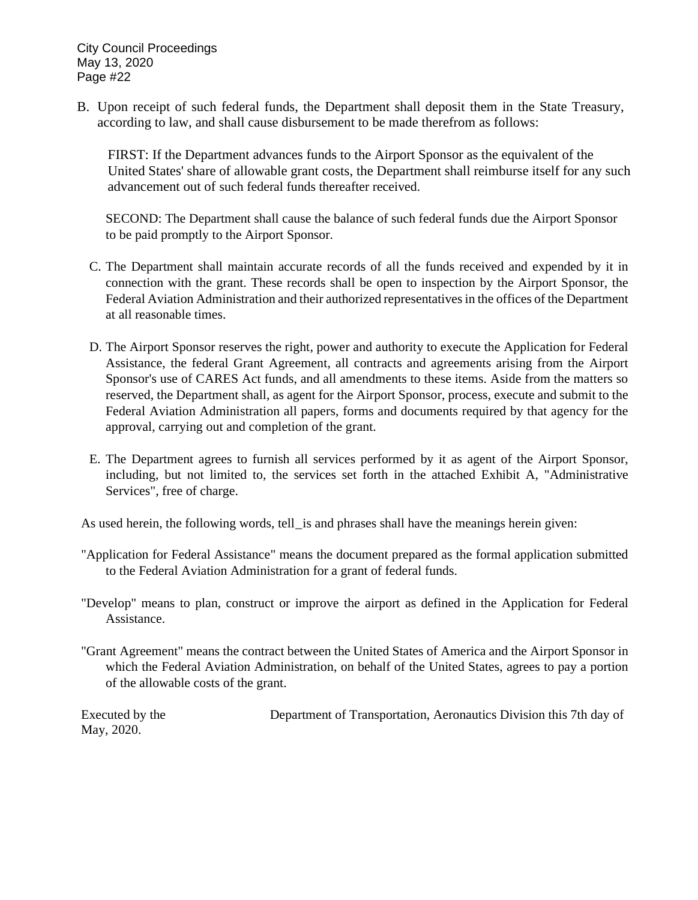B. Upon receipt of such federal funds, the Department shall deposit them in the State Treasury, according to law, and shall cause disbursement to be made therefrom as follows:

FIRST: If the Department advances funds to the Airport Sponsor as the equivalent of the United States' share of allowable grant costs, the Department shall reimburse itself for any such advancement out of such federal funds thereafter received.

SECOND: The Department shall cause the balance of such federal funds due the Airport Sponsor to be paid promptly to the Airport Sponsor.

C. The Department shall maintain accurate records of all the funds received and expended by it in connection with the grant. These records shall be open to inspection by the Airport Sponsor, the Federal Aviation Administration and their authorized representatives in the offices of the Department at all reasonable times.

D. The Airport Sponsor reserves the right, power and authority to execute the Application for Federal Assistance, the federal Grant Agreement, all contracts and agreements arising from the Airport Sponsor's use of CARES Act funds, and all amendments to these items. Aside from the matters so reserved, the Department shall, as agent for the Airport Sponsor, process, execute and submit to the Federal Aviation Administration all papers, forms and documents required by that agency for the approval, carrying out and completion of the grant.

E. The Department agrees to furnish all services performed by it as agent of the Airport Sponsor, including, but not limited to, the services set forth in the attached Exhibit A, "Administrative Services", free of charge.

As used herein, the following words, tell_is and phrases shall have the meanings herein given:

"Application for Federal Assistance" means the document prepared as the formal application submitted to the Federal Aviation Administration for a grant of federal funds.

"Develop" means to plan, construct or improve the airport as defined in the Application for Federal Assistance.

"Grant Agreement" means the contract between the United States of America and the Airport Sponsor in which the Federal Aviation Administration, on behalf of the United States, agrees to pay a portion of the allowable costs of the grant.

Executed by the Department of Transportation, Aeronautics Division this 7th day of May, 2020.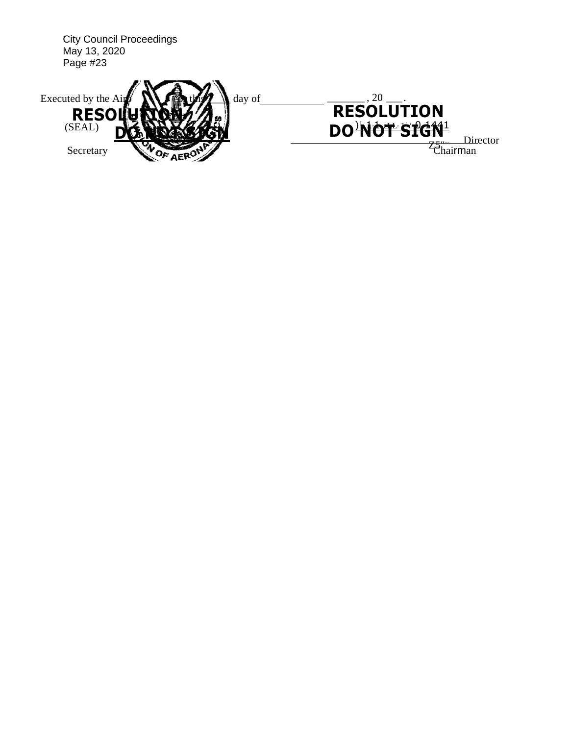Executed by the Airport Commission this ___ day of ___________ _______, 20 ___.

**RESOLUTION DO NOT SIGN**

(SEAL)

**RESOLUTION DO NOT SIGN**

____________________________ Director

Secretary

Chairman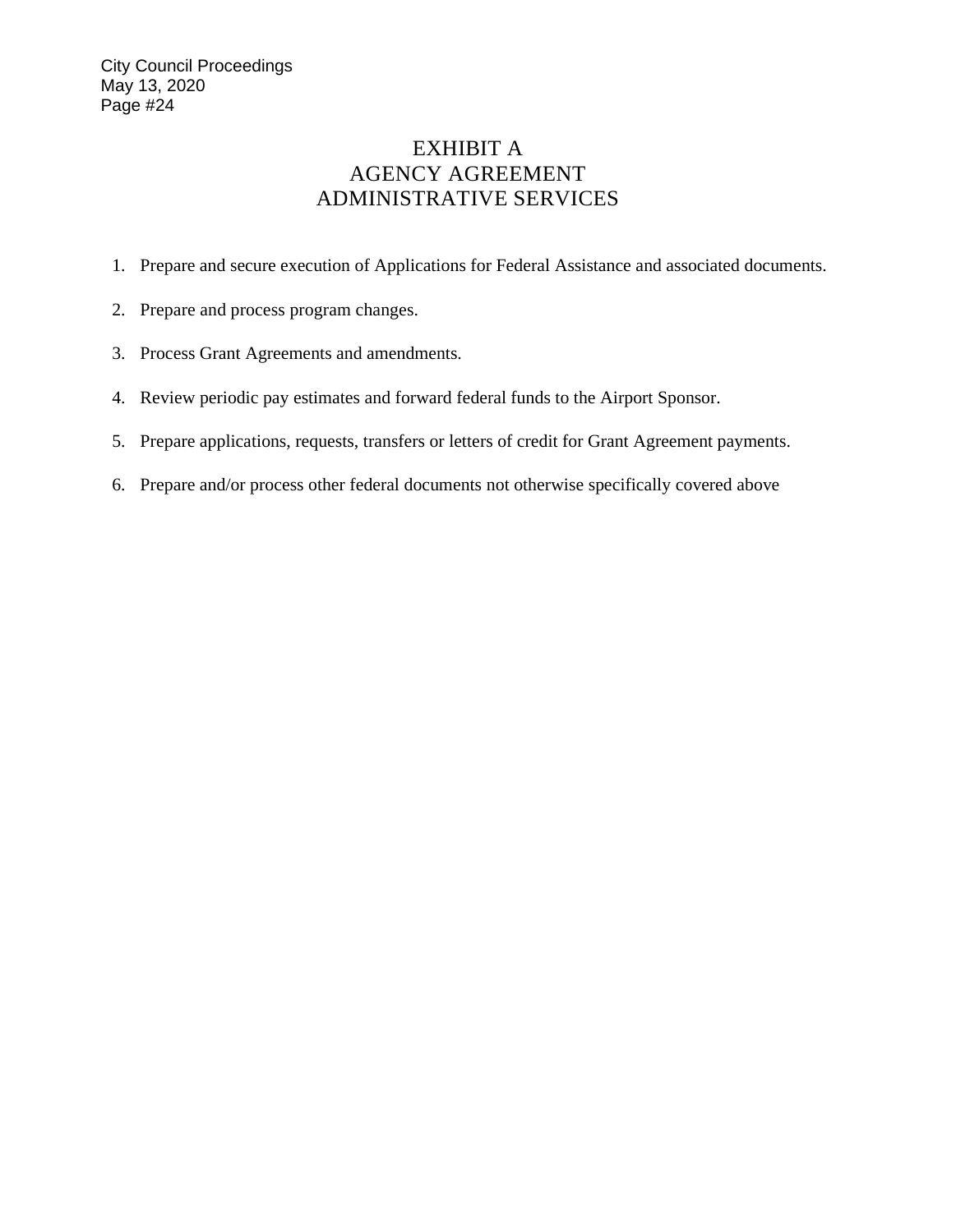# EXHIBIT A
## AGENCY AGREEMENT
## ADMINISTRATIVE SERVICES

1. Prepare and secure execution of Applications for Federal Assistance and associated documents.
2. Prepare and process program changes.
3. Process Grant Agreements and amendments.
4. Review periodic pay estimates and forward federal funds to the Airport Sponsor.
5. Prepare applications, requests, transfers or letters of credit for Grant Agreement payments.
6. Prepare and/or process other federal documents not otherwise specifically covered above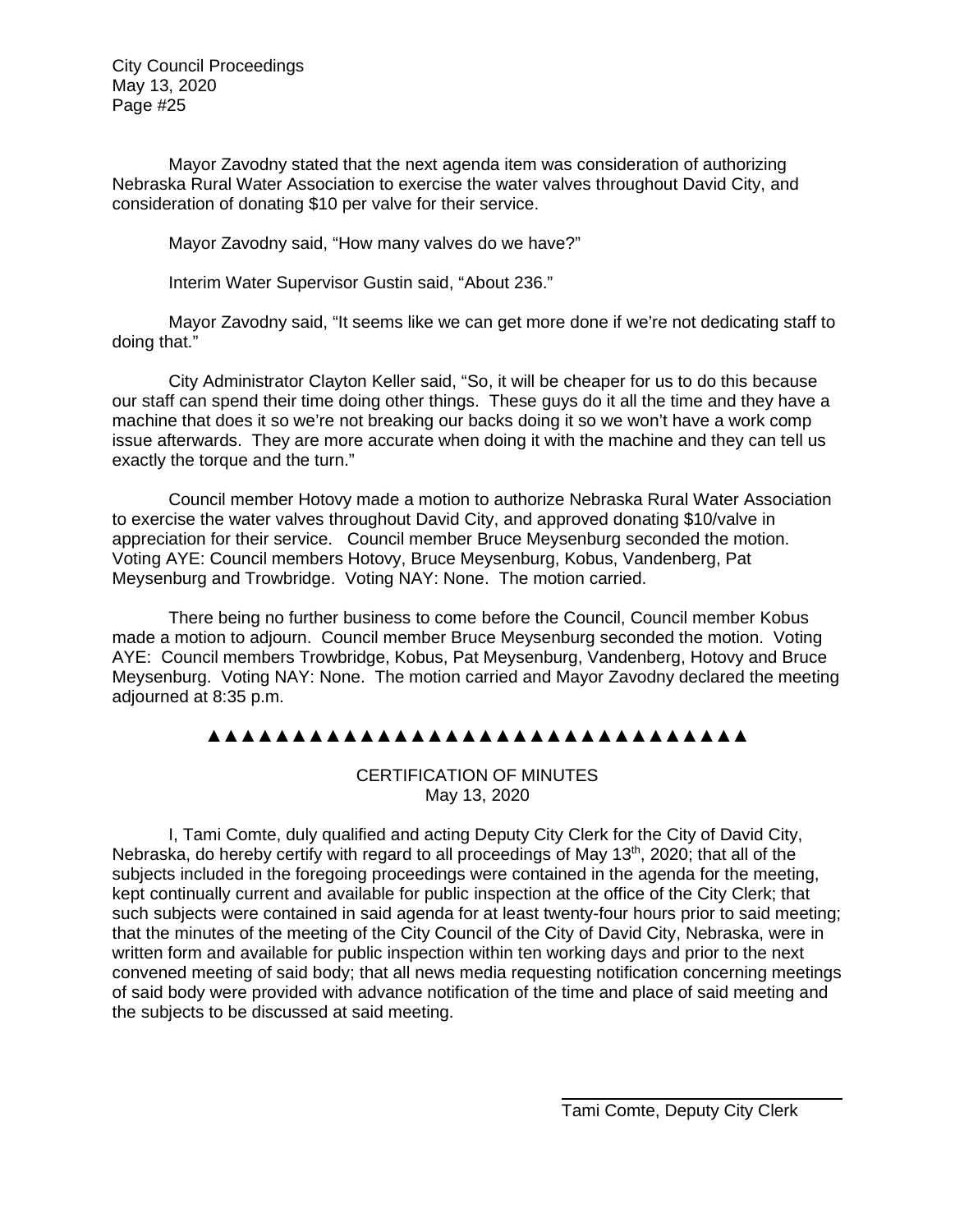Mayor Zavodny stated that the next agenda item was consideration of authorizing Nebraska Rural Water Association to exercise the water valves throughout David City, and consideration of donating $10 per valve for their service.

Mayor Zavodny said, "How many valves do we have?"

Interim Water Supervisor Gustin said, "About 236."

Mayor Zavodny said, "It seems like we can get more done if we're not dedicating staff to doing that."

City Administrator Clayton Keller said, "So, it will be cheaper for us to do this because our staff can spend their time doing other things. These guys do it all the time and they have a machine that does it so we're not breaking our backs doing it so we won't have a work comp issue afterwards. They are more accurate when doing it with the machine and they can tell us exactly the torque and the turn."

Council member Hotovy made a motion to authorize Nebraska Rural Water Association to exercise the water valves throughout David City, and approved donating $10/valve in appreciation for their service. Council member Bruce Meysenburg seconded the motion. Voting AYE: Council members Hotovy, Bruce Meysenburg, Kobus, Vandenberg, Pat Meysenburg and Trowbridge. Voting NAY: None. The motion carried.

There being no further business to come before the Council, Council member Kobus made a motion to adjourn. Council member Bruce Meysenburg seconded the motion. Voting AYE: Council members Trowbridge, Kobus, Pat Meysenburg, Vandenberg, Hotovy and Bruce Meysenburg. Voting NAY: None. The motion carried and Mayor Zavodny declared the meeting adjourned at 8:35 p.m.

▲▲▲▲▲▲▲▲▲▲▲▲▲▲▲▲▲▲▲▲▲▲▲▲▲▲▲▲▲▲▲▲▲

CERTIFICATION OF MINUTES
May 13, 2020

I, Tami Comte, duly qualified and acting Deputy City Clerk for the City of David City, Nebraska, do hereby certify with regard to all proceedings of May 13th, 2020; that all of the subjects included in the foregoing proceedings were contained in the agenda for the meeting, kept continually current and available for public inspection at the office of the City Clerk; that such subjects were contained in said agenda for at least twenty-four hours prior to said meeting; that the minutes of the meeting of the City Council of the City of David City, Nebraska, were in written form and available for public inspection within ten working days and prior to the next convened meeting of said body; that all news media requesting notification concerning meetings of said body were provided with advance notification of the time and place of said meeting and the subjects to be discussed at said meeting.

Tami Comte, Deputy City Clerk